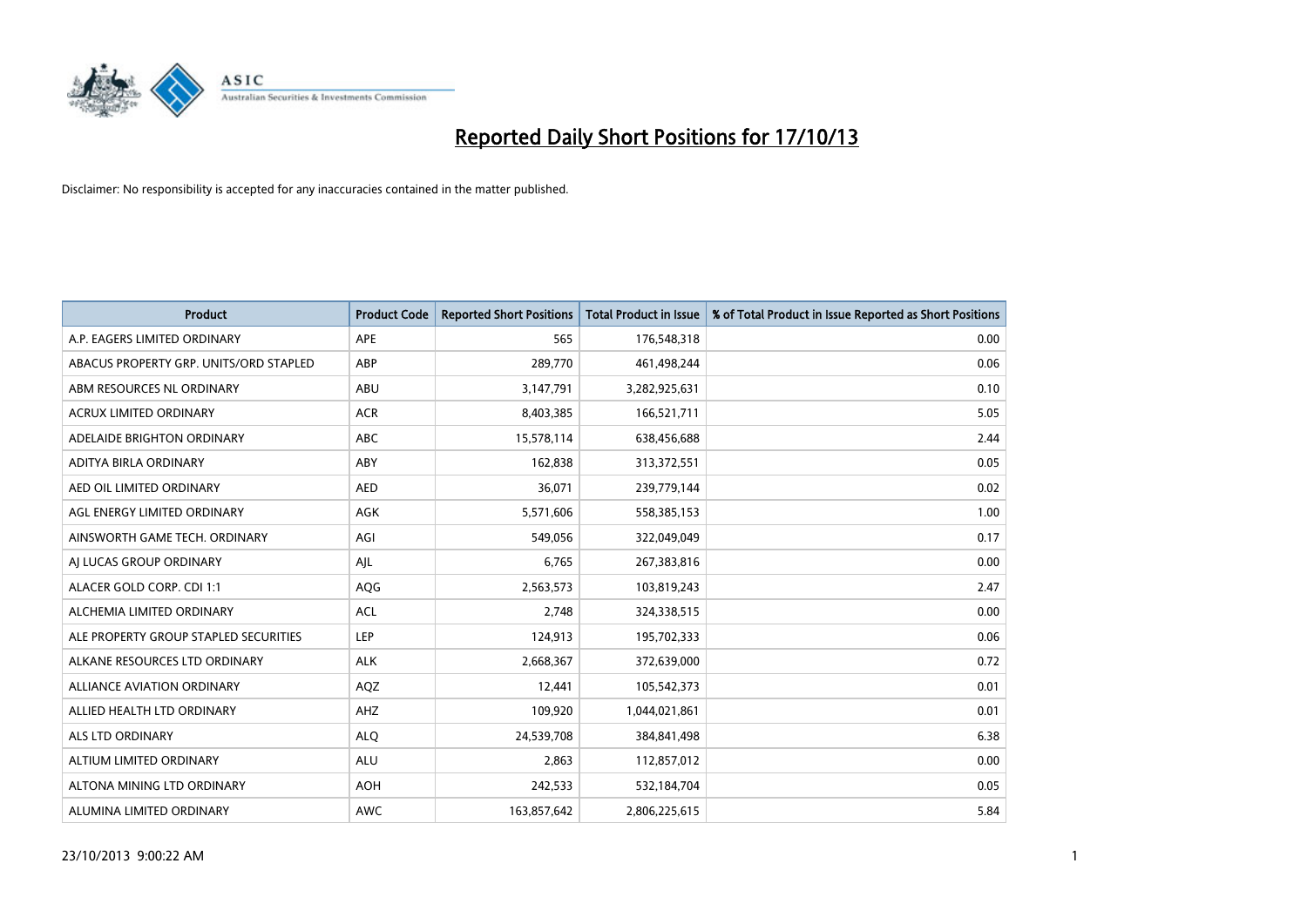# Reported Daily Short Positions for 17/10/13

Disclaimer: No responsibility is accepted for any inaccuracies contained in the matter published.

| Product | Product Code | Reported Short Positions | Total Product in Issue | % of Total Product in Issue Reported as Short Positions |
|---|---|---|---|---|
| A.P. EAGERS LIMITED ORDINARY | APE | 565 | 176,548,318 | 0.00 |
| ABACUS PROPERTY GRP. UNITS/ORD STAPLED | ABP | 289,770 | 461,498,244 | 0.06 |
| ABM RESOURCES NL ORDINARY | ABU | 3,147,791 | 3,282,925,631 | 0.10 |
| ACRUX LIMITED ORDINARY | ACR | 8,403,385 | 166,521,711 | 5.05 |
| ADELAIDE BRIGHTON ORDINARY | ABC | 15,578,114 | 638,456,688 | 2.44 |
| ADITYA BIRLA ORDINARY | ABY | 162,838 | 313,372,551 | 0.05 |
| AED OIL LIMITED ORDINARY | AED | 36,071 | 239,779,144 | 0.02 |
| AGL ENERGY LIMITED ORDINARY | AGK | 5,571,606 | 558,385,153 | 1.00 |
| AINSWORTH GAME TECH. ORDINARY | AGI | 549,056 | 322,049,049 | 0.17 |
| AJ LUCAS GROUP ORDINARY | AJL | 6,765 | 267,383,816 | 0.00 |
| ALACER GOLD CORP. CDI 1:1 | AQG | 2,563,573 | 103,819,243 | 2.47 |
| ALCHEMIA LIMITED ORDINARY | ACL | 2,748 | 324,338,515 | 0.00 |
| ALE PROPERTY GROUP STAPLED SECURITIES | LEP | 124,913 | 195,702,333 | 0.06 |
| ALKANE RESOURCES LTD ORDINARY | ALK | 2,668,367 | 372,639,000 | 0.72 |
| ALLIANCE AVIATION ORDINARY | AQZ | 12,441 | 105,542,373 | 0.01 |
| ALLIED HEALTH LTD ORDINARY | AHZ | 109,920 | 1,044,021,861 | 0.01 |
| ALS LTD ORDINARY | ALQ | 24,539,708 | 384,841,498 | 6.38 |
| ALTIUM LIMITED ORDINARY | ALU | 2,863 | 112,857,012 | 0.00 |
| ALTONA MINING LTD ORDINARY | AOH | 242,533 | 532,184,704 | 0.05 |
| ALUMINA LIMITED ORDINARY | AWC | 163,857,642 | 2,806,225,615 | 5.84 |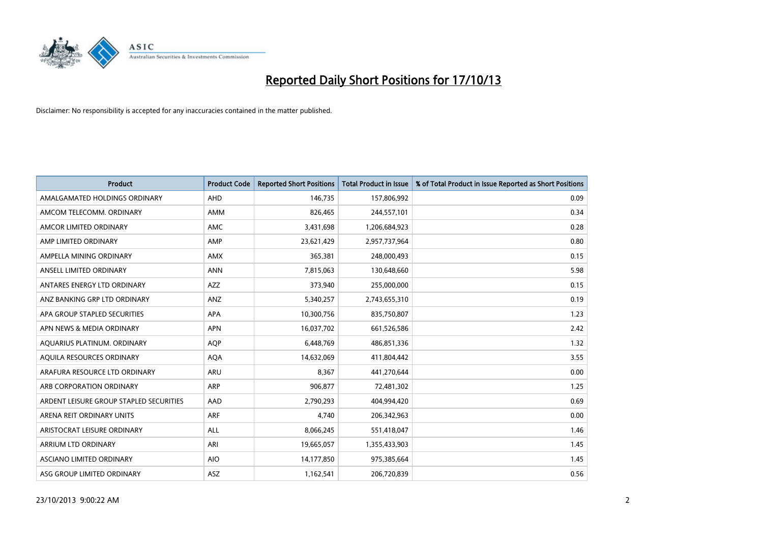# Reported Daily Short Positions for 17/10/13

Disclaimer: No responsibility is accepted for any inaccuracies contained in the matter published.

| Product | Product Code | Reported Short Positions | Total Product in Issue | % of Total Product in Issue Reported as Short Positions |
|---|---|---|---|---|
| AMALGAMATED HOLDINGS ORDINARY | AHD | 146,735 | 157,806,992 | 0.09 |
| AMCOM TELECOMM. ORDINARY | AMM | 826,465 | 244,557,101 | 0.34 |
| AMCOR LIMITED ORDINARY | AMC | 3,431,698 | 1,206,684,923 | 0.28 |
| AMP LIMITED ORDINARY | AMP | 23,621,429 | 2,957,737,964 | 0.80 |
| AMPELLA MINING ORDINARY | AMX | 365,381 | 248,000,493 | 0.15 |
| ANSELL LIMITED ORDINARY | ANN | 7,815,063 | 130,648,660 | 5.98 |
| ANTARES ENERGY LTD ORDINARY | AZZ | 373,940 | 255,000,000 | 0.15 |
| ANZ BANKING GRP LTD ORDINARY | ANZ | 5,340,257 | 2,743,655,310 | 0.19 |
| APA GROUP STAPLED SECURITIES | APA | 10,300,756 | 835,750,807 | 1.23 |
| APN NEWS & MEDIA ORDINARY | APN | 16,037,702 | 661,526,586 | 2.42 |
| AQUARIUS PLATINUM. ORDINARY | AQP | 6,448,769 | 486,851,336 | 1.32 |
| AQUILA RESOURCES ORDINARY | AQA | 14,632,069 | 411,804,442 | 3.55 |
| ARAFURA RESOURCE LTD ORDINARY | ARU | 8,367 | 441,270,644 | 0.00 |
| ARB CORPORATION ORDINARY | ARP | 906,877 | 72,481,302 | 1.25 |
| ARDENT LEISURE GROUP STAPLED SECURITIES | AAD | 2,790,293 | 404,994,420 | 0.69 |
| ARENA REIT ORDINARY UNITS | ARF | 4,740 | 206,342,963 | 0.00 |
| ARISTOCRAT LEISURE ORDINARY | ALL | 8,066,245 | 551,418,047 | 1.46 |
| ARRIUM LTD ORDINARY | ARI | 19,665,057 | 1,355,433,903 | 1.45 |
| ASCIANO LIMITED ORDINARY | AIO | 14,177,850 | 975,385,664 | 1.45 |
| ASG GROUP LIMITED ORDINARY | ASZ | 1,162,541 | 206,720,839 | 0.56 |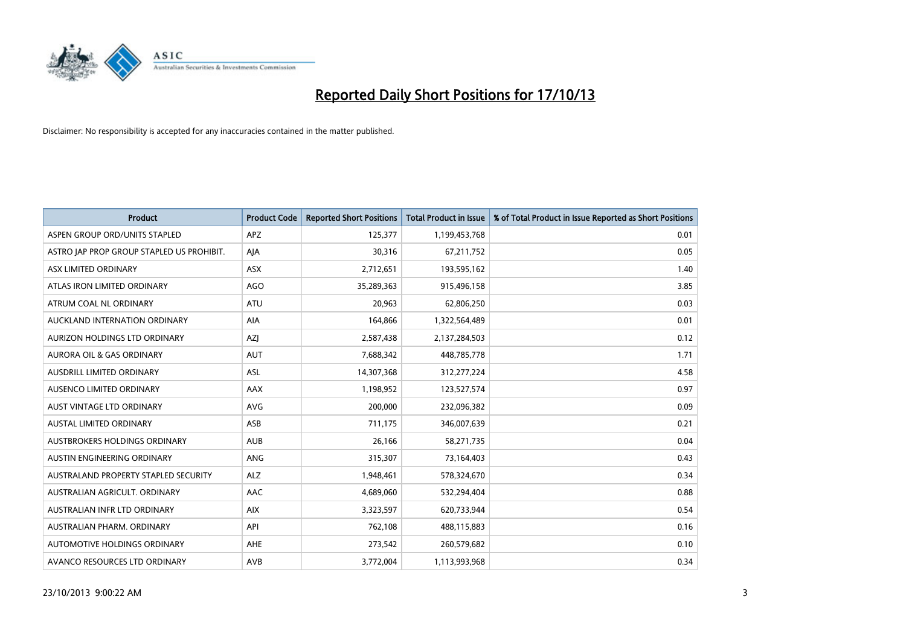# Reported Daily Short Positions for 17/10/13

Disclaimer: No responsibility is accepted for any inaccuracies contained in the matter published.

| Product | Product Code | Reported Short Positions | Total Product in Issue | % of Total Product in Issue Reported as Short Positions |
|---|---|---|---|---|
| ASPEN GROUP ORD/UNITS STAPLED | APZ | 125,377 | 1,199,453,768 | 0.01 |
| ASTRO JAP PROP GROUP STAPLED US PROHIBIT. | AJA | 30,316 | 67,211,752 | 0.05 |
| ASX LIMITED ORDINARY | ASX | 2,712,651 | 193,595,162 | 1.40 |
| ATLAS IRON LIMITED ORDINARY | AGO | 35,289,363 | 915,496,158 | 3.85 |
| ATRUM COAL NL ORDINARY | ATU | 20,963 | 62,806,250 | 0.03 |
| AUCKLAND INTERNATION ORDINARY | AIA | 164,866 | 1,322,564,489 | 0.01 |
| AURIZON HOLDINGS LTD ORDINARY | AZJ | 2,587,438 | 2,137,284,503 | 0.12 |
| AURORA OIL & GAS ORDINARY | AUT | 7,688,342 | 448,785,778 | 1.71 |
| AUSDRILL LIMITED ORDINARY | ASL | 14,307,368 | 312,277,224 | 4.58 |
| AUSENCO LIMITED ORDINARY | AAX | 1,198,952 | 123,527,574 | 0.97 |
| AUST VINTAGE LTD ORDINARY | AVG | 200,000 | 232,096,382 | 0.09 |
| AUSTAL LIMITED ORDINARY | ASB | 711,175 | 346,007,639 | 0.21 |
| AUSTBROKERS HOLDINGS ORDINARY | AUB | 26,166 | 58,271,735 | 0.04 |
| AUSTIN ENGINEERING ORDINARY | ANG | 315,307 | 73,164,403 | 0.43 |
| AUSTRALAND PROPERTY STAPLED SECURITY | ALZ | 1,948,461 | 578,324,670 | 0.34 |
| AUSTRALIAN AGRICULT. ORDINARY | AAC | 4,689,060 | 532,294,404 | 0.88 |
| AUSTRALIAN INFR LTD ORDINARY | AIX | 3,323,597 | 620,733,944 | 0.54 |
| AUSTRALIAN PHARM. ORDINARY | API | 762,108 | 488,115,883 | 0.16 |
| AUTOMOTIVE HOLDINGS ORDINARY | AHE | 273,542 | 260,579,682 | 0.10 |
| AVANCO RESOURCES LTD ORDINARY | AVB | 3,772,004 | 1,113,993,968 | 0.34 |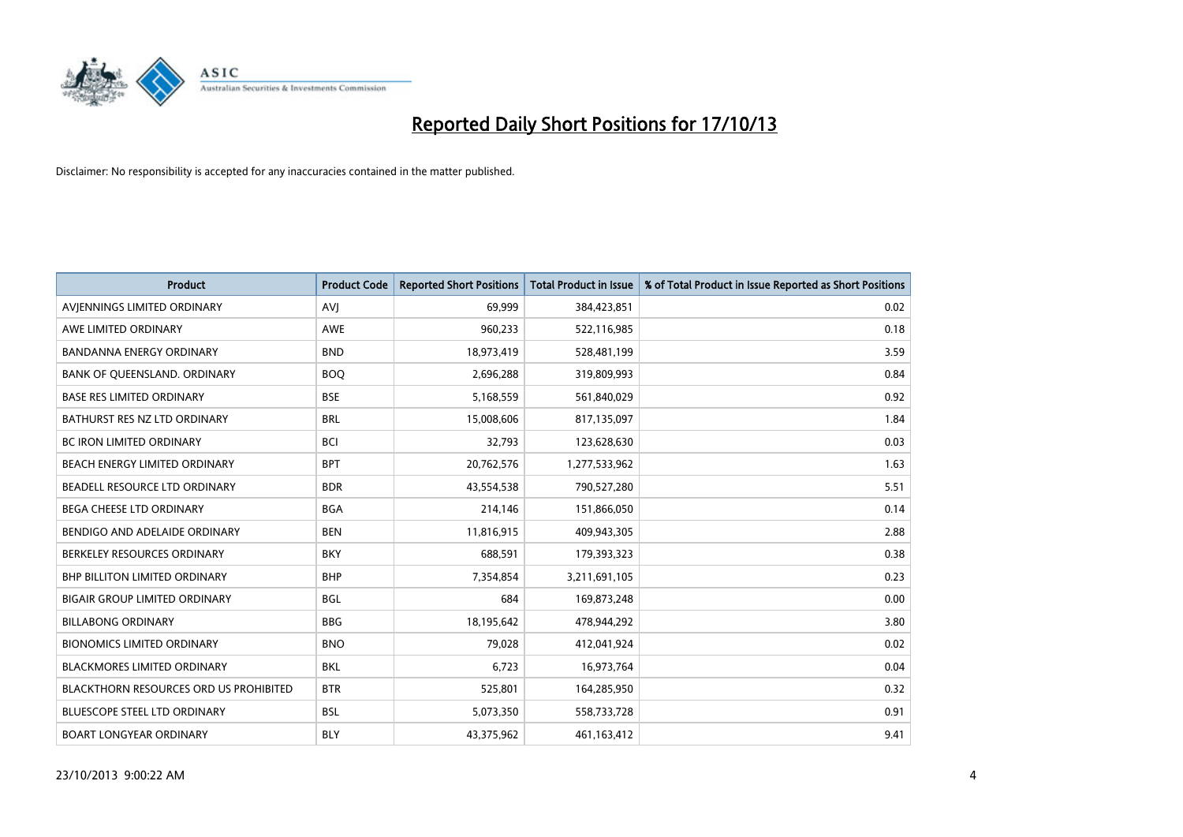# Reported Daily Short Positions for 17/10/13

Disclaimer: No responsibility is accepted for any inaccuracies contained in the matter published.

| Product | Product Code | Reported Short Positions | Total Product in Issue | % of Total Product in Issue Reported as Short Positions |
| --- | --- | --- | --- | --- |
| AVJENNINGS LIMITED ORDINARY | AVJ | 69,999 | 384,423,851 | 0.02 |
| AWE LIMITED ORDINARY | AWE | 960,233 | 522,116,985 | 0.18 |
| BANDANNA ENERGY ORDINARY | BND | 18,973,419 | 528,481,199 | 3.59 |
| BANK OF QUEENSLAND. ORDINARY | BOQ | 2,696,288 | 319,809,993 | 0.84 |
| BASE RES LIMITED ORDINARY | BSE | 5,168,559 | 561,840,029 | 0.92 |
| BATHURST RES NZ LTD ORDINARY | BRL | 15,008,606 | 817,135,097 | 1.84 |
| BC IRON LIMITED ORDINARY | BCI | 32,793 | 123,628,630 | 0.03 |
| BEACH ENERGY LIMITED ORDINARY | BPT | 20,762,576 | 1,277,533,962 | 1.63 |
| BEADELL RESOURCE LTD ORDINARY | BDR | 43,554,538 | 790,527,280 | 5.51 |
| BEGA CHEESE LTD ORDINARY | BGA | 214,146 | 151,866,050 | 0.14 |
| BENDIGO AND ADELAIDE ORDINARY | BEN | 11,816,915 | 409,943,305 | 2.88 |
| BERKELEY RESOURCES ORDINARY | BKY | 688,591 | 179,393,323 | 0.38 |
| BHP BILLITON LIMITED ORDINARY | BHP | 7,354,854 | 3,211,691,105 | 0.23 |
| BIGAIR GROUP LIMITED ORDINARY | BGL | 684 | 169,873,248 | 0.00 |
| BILLABONG ORDINARY | BBG | 18,195,642 | 478,944,292 | 3.80 |
| BIONOMICS LIMITED ORDINARY | BNO | 79,028 | 412,041,924 | 0.02 |
| BLACKMORES LIMITED ORDINARY | BKL | 6,723 | 16,973,764 | 0.04 |
| BLACKTHORN RESOURCES ORD US PROHIBITED | BTR | 525,801 | 164,285,950 | 0.32 |
| BLUESCOPE STEEL LTD ORDINARY | BSL | 5,073,350 | 558,733,728 | 0.91 |
| BOART LONGYEAR ORDINARY | BLY | 43,375,962 | 461,163,412 | 9.41 |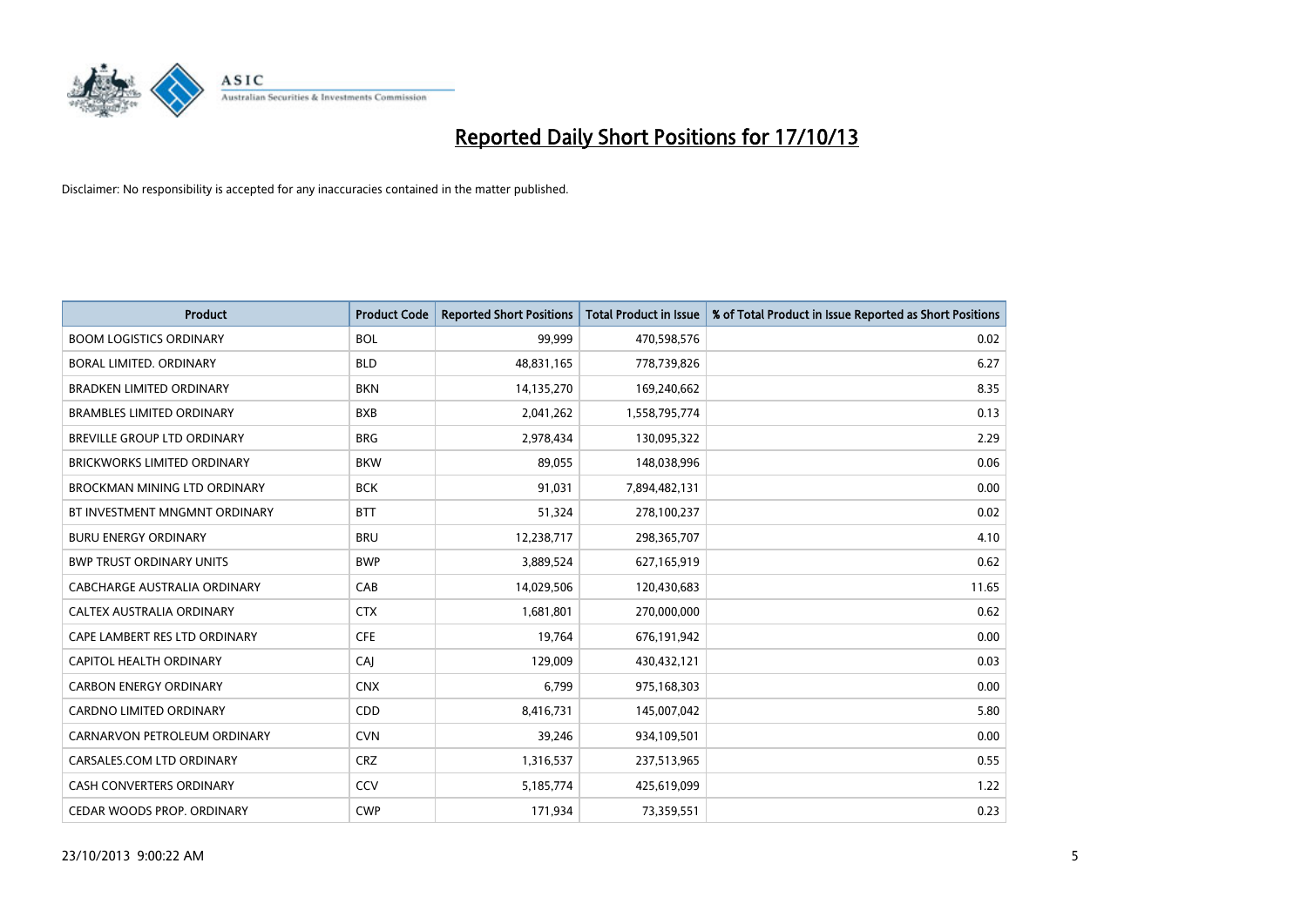# Reported Daily Short Positions for 17/10/13

Disclaimer: No responsibility is accepted for any inaccuracies contained in the matter published.

| Product | Product Code | Reported Short Positions | Total Product in Issue | % of Total Product in Issue Reported as Short Positions |
|---|---|---|---|---|
| BOOM LOGISTICS ORDINARY | BOL | 99,999 | 470,598,576 | 0.02 |
| BORAL LIMITED. ORDINARY | BLD | 48,831,165 | 778,739,826 | 6.27 |
| BRADKEN LIMITED ORDINARY | BKN | 14,135,270 | 169,240,662 | 8.35 |
| BRAMBLES LIMITED ORDINARY | BXB | 2,041,262 | 1,558,795,774 | 0.13 |
| BREVILLE GROUP LTD ORDINARY | BRG | 2,978,434 | 130,095,322 | 2.29 |
| BRICKWORKS LIMITED ORDINARY | BKW | 89,055 | 148,038,996 | 0.06 |
| BROCKMAN MINING LTD ORDINARY | BCK | 91,031 | 7,894,482,131 | 0.00 |
| BT INVESTMENT MNGMNT ORDINARY | BTT | 51,324 | 278,100,237 | 0.02 |
| BURU ENERGY ORDINARY | BRU | 12,238,717 | 298,365,707 | 4.10 |
| BWP TRUST ORDINARY UNITS | BWP | 3,889,524 | 627,165,919 | 0.62 |
| CABCHARGE AUSTRALIA ORDINARY | CAB | 14,029,506 | 120,430,683 | 11.65 |
| CALTEX AUSTRALIA ORDINARY | CTX | 1,681,801 | 270,000,000 | 0.62 |
| CAPE LAMBERT RES LTD ORDINARY | CFE | 19,764 | 676,191,942 | 0.00 |
| CAPITOL HEALTH ORDINARY | CAJ | 129,009 | 430,432,121 | 0.03 |
| CARBON ENERGY ORDINARY | CNX | 6,799 | 975,168,303 | 0.00 |
| CARDNO LIMITED ORDINARY | CDD | 8,416,731 | 145,007,042 | 5.80 |
| CARNARVON PETROLEUM ORDINARY | CVN | 39,246 | 934,109,501 | 0.00 |
| CARSALES.COM LTD ORDINARY | CRZ | 1,316,537 | 237,513,965 | 0.55 |
| CASH CONVERTERS ORDINARY | CCV | 5,185,774 | 425,619,099 | 1.22 |
| CEDAR WOODS PROP. ORDINARY | CWP | 171,934 | 73,359,551 | 0.23 |

23/10/2013 9:00:22 AM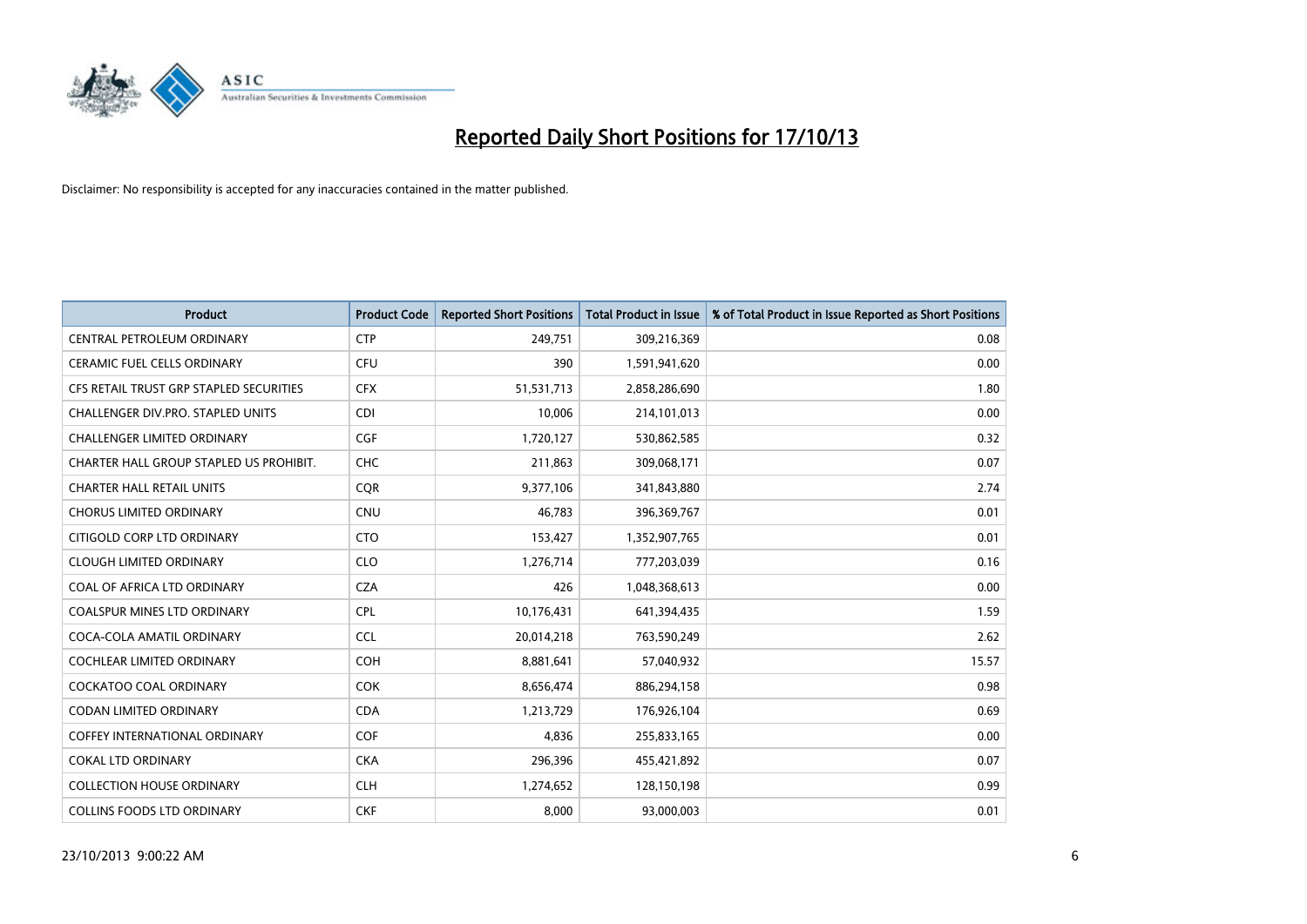# Reported Daily Short Positions for 17/10/13

Disclaimer: No responsibility is accepted for any inaccuracies contained in the matter published.

| Product | Product Code | Reported Short Positions | Total Product in Issue | % of Total Product in Issue Reported as Short Positions |
|---|---|---|---|---|
| CENTRAL PETROLEUM ORDINARY | CTP | 249,751 | 309,216,369 | 0.08 |
| CERAMIC FUEL CELLS ORDINARY | CFU | 390 | 1,591,941,620 | 0.00 |
| CFS RETAIL TRUST GRP STAPLED SECURITIES | CFX | 51,531,713 | 2,858,286,690 | 1.80 |
| CHALLENGER DIV.PRO. STAPLED UNITS | CDI | 10,006 | 214,101,013 | 0.00 |
| CHALLENGER LIMITED ORDINARY | CGF | 1,720,127 | 530,862,585 | 0.32 |
| CHARTER HALL GROUP STAPLED US PROHIBIT. | CHC | 211,863 | 309,068,171 | 0.07 |
| CHARTER HALL RETAIL UNITS | CQR | 9,377,106 | 341,843,880 | 2.74 |
| CHORUS LIMITED ORDINARY | CNU | 46,783 | 396,369,767 | 0.01 |
| CITIGOLD CORP LTD ORDINARY | CTO | 153,427 | 1,352,907,765 | 0.01 |
| CLOUGH LIMITED ORDINARY | CLO | 1,276,714 | 777,203,039 | 0.16 |
| COAL OF AFRICA LTD ORDINARY | CZA | 426 | 1,048,368,613 | 0.00 |
| COALSPUR MINES LTD ORDINARY | CPL | 10,176,431 | 641,394,435 | 1.59 |
| COCA-COLA AMATIL ORDINARY | CCL | 20,014,218 | 763,590,249 | 2.62 |
| COCHLEAR LIMITED ORDINARY | COH | 8,881,641 | 57,040,932 | 15.57 |
| COCKATOO COAL ORDINARY | COK | 8,656,474 | 886,294,158 | 0.98 |
| CODAN LIMITED ORDINARY | CDA | 1,213,729 | 176,926,104 | 0.69 |
| COFFEY INTERNATIONAL ORDINARY | COF | 4,836 | 255,833,165 | 0.00 |
| COKAL LTD ORDINARY | CKA | 296,396 | 455,421,892 | 0.07 |
| COLLECTION HOUSE ORDINARY | CLH | 1,274,652 | 128,150,198 | 0.99 |
| COLLINS FOODS LTD ORDINARY | CKF | 8,000 | 93,000,003 | 0.01 |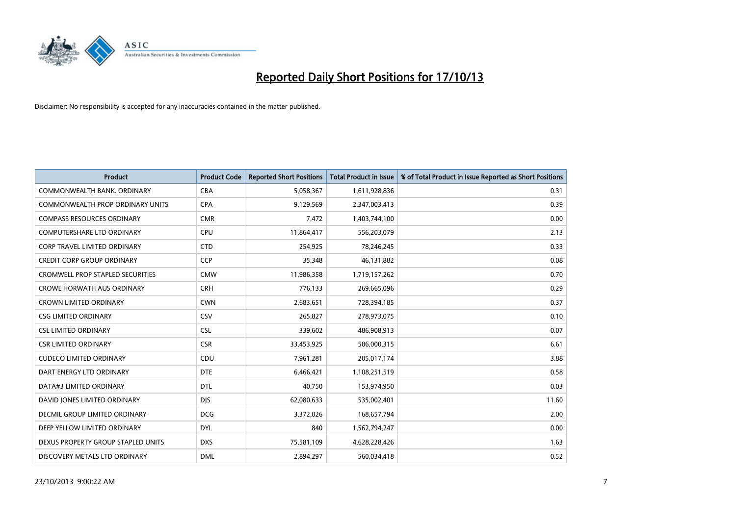# Reported Daily Short Positions for 17/10/13

Disclaimer: No responsibility is accepted for any inaccuracies contained in the matter published.

| Product | Product Code | Reported Short Positions | Total Product in Issue | % of Total Product in Issue Reported as Short Positions |
|---|---|---|---|---|
| COMMONWEALTH BANK. ORDINARY | CBA | 5,058,367 | 1,611,928,836 | 0.31 |
| COMMONWEALTH PROP ORDINARY UNITS | CPA | 9,129,569 | 2,347,003,413 | 0.39 |
| COMPASS RESOURCES ORDINARY | CMR | 7,472 | 1,403,744,100 | 0.00 |
| COMPUTERSHARE LTD ORDINARY | CPU | 11,864,417 | 556,203,079 | 2.13 |
| CORP TRAVEL LIMITED ORDINARY | CTD | 254,925 | 78,246,245 | 0.33 |
| CREDIT CORP GROUP ORDINARY | CCP | 35,348 | 46,131,882 | 0.08 |
| CROMWELL PROP STAPLED SECURITIES | CMW | 11,986,358 | 1,719,157,262 | 0.70 |
| CROWE HORWATH AUS ORDINARY | CRH | 776,133 | 269,665,096 | 0.29 |
| CROWN LIMITED ORDINARY | CWN | 2,683,651 | 728,394,185 | 0.37 |
| CSG LIMITED ORDINARY | CSV | 265,827 | 278,973,075 | 0.10 |
| CSL LIMITED ORDINARY | CSL | 339,602 | 486,908,913 | 0.07 |
| CSR LIMITED ORDINARY | CSR | 33,453,925 | 506,000,315 | 6.61 |
| CUDECO LIMITED ORDINARY | CDU | 7,961,281 | 205,017,174 | 3.88 |
| DART ENERGY LTD ORDINARY | DTE | 6,466,421 | 1,108,251,519 | 0.58 |
| DATA#3 LIMITED ORDINARY | DTL | 40,750 | 153,974,950 | 0.03 |
| DAVID JONES LIMITED ORDINARY | DJS | 62,080,633 | 535,002,401 | 11.60 |
| DECMIL GROUP LIMITED ORDINARY | DCG | 3,372,026 | 168,657,794 | 2.00 |
| DEEP YELLOW LIMITED ORDINARY | DYL | 840 | 1,562,794,247 | 0.00 |
| DEXUS PROPERTY GROUP STAPLED UNITS | DXS | 75,581,109 | 4,628,228,426 | 1.63 |
| DISCOVERY METALS LTD ORDINARY | DML | 2,894,297 | 560,034,418 | 0.52 |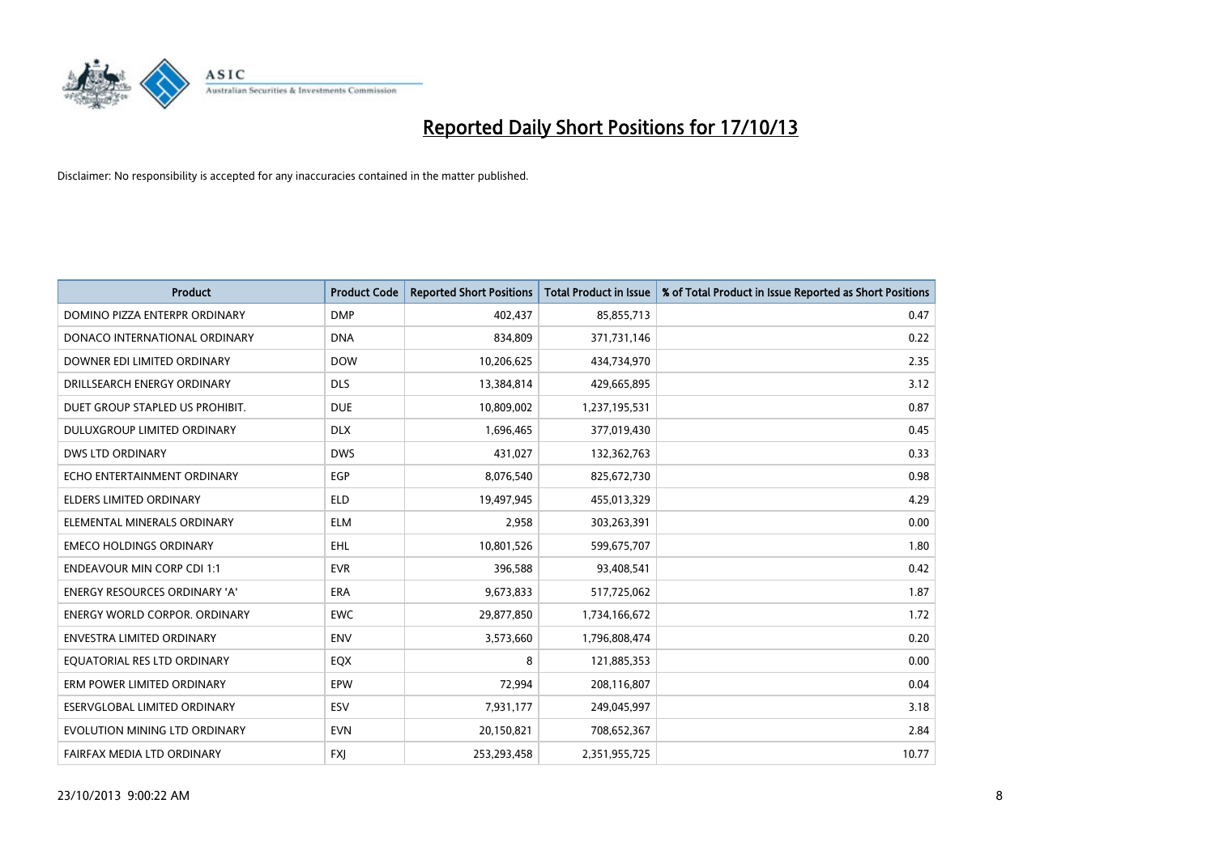# Reported Daily Short Positions for 17/10/13

Disclaimer: No responsibility is accepted for any inaccuracies contained in the matter published.

| Product | Product Code | Reported Short Positions | Total Product in Issue | % of Total Product in Issue Reported as Short Positions |
|---|---|---|---|---|
| DOMINO PIZZA ENTERPR ORDINARY | DMP | 402,437 | 85,855,713 | 0.47 |
| DONACO INTERNATIONAL ORDINARY | DNA | 834,809 | 371,731,146 | 0.22 |
| DOWNER EDI LIMITED ORDINARY | DOW | 10,206,625 | 434,734,970 | 2.35 |
| DRILLSEARCH ENERGY ORDINARY | DLS | 13,384,814 | 429,665,895 | 3.12 |
| DUET GROUP STAPLED US PROHIBIT. | DUE | 10,809,002 | 1,237,195,531 | 0.87 |
| DULUXGROUP LIMITED ORDINARY | DLX | 1,696,465 | 377,019,430 | 0.45 |
| DWS LTD ORDINARY | DWS | 431,027 | 132,362,763 | 0.33 |
| ECHO ENTERTAINMENT ORDINARY | EGP | 8,076,540 | 825,672,730 | 0.98 |
| ELDERS LIMITED ORDINARY | ELD | 19,497,945 | 455,013,329 | 4.29 |
| ELEMENTAL MINERALS ORDINARY | ELM | 2,958 | 303,263,391 | 0.00 |
| EMECO HOLDINGS ORDINARY | EHL | 10,801,526 | 599,675,707 | 1.80 |
| ENDEAVOUR MIN CORP CDI 1:1 | EVR | 396,588 | 93,408,541 | 0.42 |
| ENERGY RESOURCES ORDINARY 'A' | ERA | 9,673,833 | 517,725,062 | 1.87 |
| ENERGY WORLD CORPOR. ORDINARY | EWC | 29,877,850 | 1,734,166,672 | 1.72 |
| ENVESTRA LIMITED ORDINARY | ENV | 3,573,660 | 1,796,808,474 | 0.20 |
| EQUATORIAL RES LTD ORDINARY | EQX | 8 | 121,885,353 | 0.00 |
| ERM POWER LIMITED ORDINARY | EPW | 72,994 | 208,116,807 | 0.04 |
| ESERVGLOBAL LIMITED ORDINARY | ESV | 7,931,177 | 249,045,997 | 3.18 |
| EVOLUTION MINING LTD ORDINARY | EVN | 20,150,821 | 708,652,367 | 2.84 |
| FAIRFAX MEDIA LTD ORDINARY | FXJ | 253,293,458 | 2,351,955,725 | 10.77 |

23/10/2013 9:00:22 AM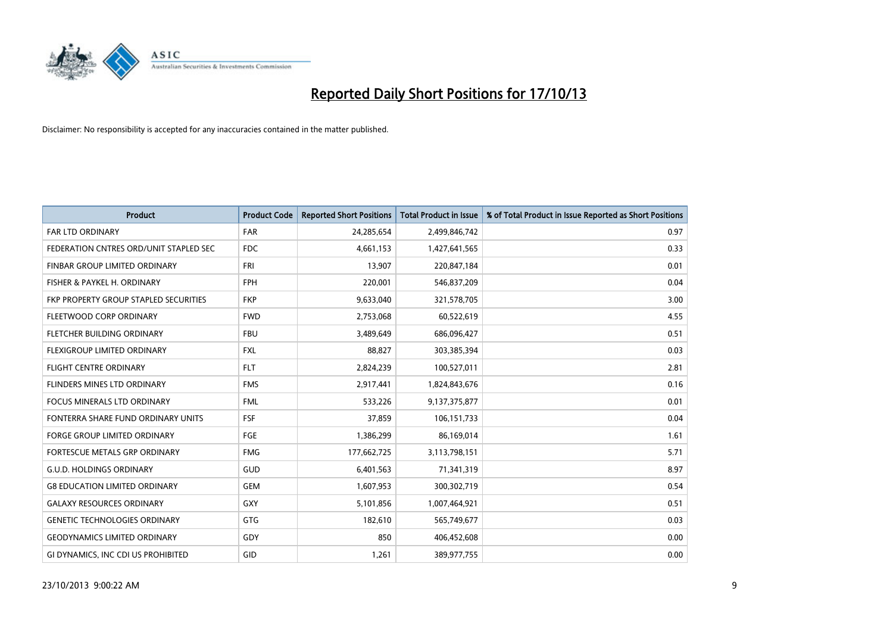# Reported Daily Short Positions for 17/10/13

Disclaimer: No responsibility is accepted for any inaccuracies contained in the matter published.

| Product | Product Code | Reported Short Positions | Total Product in Issue | % of Total Product in Issue Reported as Short Positions |
|---|---|---|---|---|
| FAR LTD ORDINARY | FAR | 24,285,654 | 2,499,846,742 | 0.97 |
| FEDERATION CNTRES ORD/UNIT STAPLED SEC | FDC | 4,661,153 | 1,427,641,565 | 0.33 |
| FINBAR GROUP LIMITED ORDINARY | FRI | 13,907 | 220,847,184 | 0.01 |
| FISHER & PAYKEL H. ORDINARY | FPH | 220,001 | 546,837,209 | 0.04 |
| FKP PROPERTY GROUP STAPLED SECURITIES | FKP | 9,633,040 | 321,578,705 | 3.00 |
| FLEETWOOD CORP ORDINARY | FWD | 2,753,068 | 60,522,619 | 4.55 |
| FLETCHER BUILDING ORDINARY | FBU | 3,489,649 | 686,096,427 | 0.51 |
| FLEXIGROUP LIMITED ORDINARY | FXL | 88,827 | 303,385,394 | 0.03 |
| FLIGHT CENTRE ORDINARY | FLT | 2,824,239 | 100,527,011 | 2.81 |
| FLINDERS MINES LTD ORDINARY | FMS | 2,917,441 | 1,824,843,676 | 0.16 |
| FOCUS MINERALS LTD ORDINARY | FML | 533,226 | 9,137,375,877 | 0.01 |
| FONTERRA SHARE FUND ORDINARY UNITS | FSF | 37,859 | 106,151,733 | 0.04 |
| FORGE GROUP LIMITED ORDINARY | FGE | 1,386,299 | 86,169,014 | 1.61 |
| FORTESCUE METALS GRP ORDINARY | FMG | 177,662,725 | 3,113,798,151 | 5.71 |
| G.U.D. HOLDINGS ORDINARY | GUD | 6,401,563 | 71,341,319 | 8.97 |
| G8 EDUCATION LIMITED ORDINARY | GEM | 1,607,953 | 300,302,719 | 0.54 |
| GALAXY RESOURCES ORDINARY | GXY | 5,101,856 | 1,007,464,921 | 0.51 |
| GENETIC TECHNOLOGIES ORDINARY | GTG | 182,610 | 565,749,677 | 0.03 |
| GEODYNAMICS LIMITED ORDINARY | GDY | 850 | 406,452,608 | 0.00 |
| GI DYNAMICS, INC CDI US PROHIBITED | GID | 1,261 | 389,977,755 | 0.00 |

23/10/2013 9:00:22 AM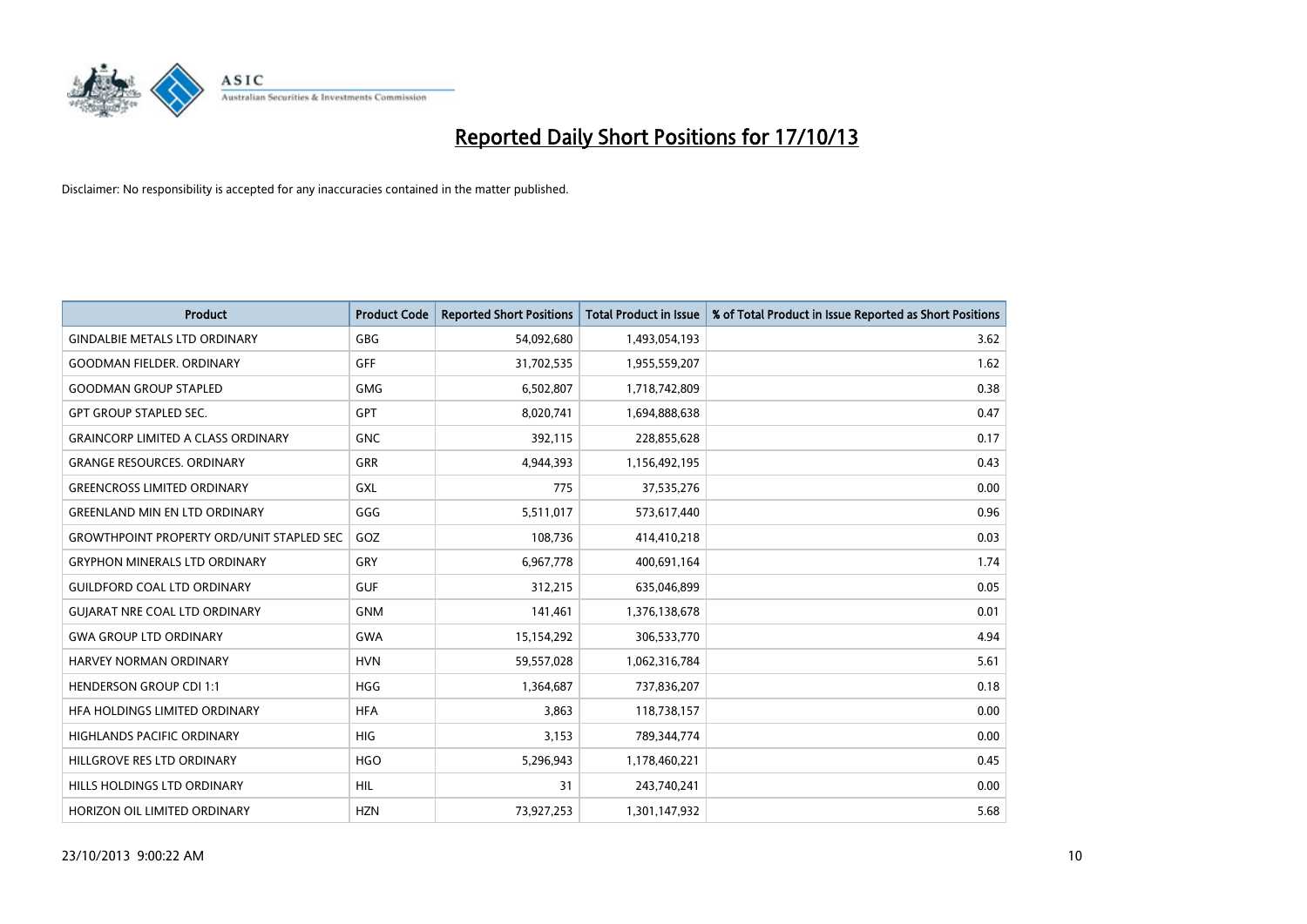# Reported Daily Short Positions for 17/10/13

Disclaimer: No responsibility is accepted for any inaccuracies contained in the matter published.

| Product | Product Code | Reported Short Positions | Total Product in Issue | % of Total Product in Issue Reported as Short Positions |
|---|---|---|---|---|
| GINDALBIE METALS LTD ORDINARY | GBG | 54,092,680 | 1,493,054,193 | 3.62 |
| GOODMAN FIELDER. ORDINARY | GFF | 31,702,535 | 1,955,559,207 | 1.62 |
| GOODMAN GROUP STAPLED | GMG | 6,502,807 | 1,718,742,809 | 0.38 |
| GPT GROUP STAPLED SEC. | GPT | 8,020,741 | 1,694,888,638 | 0.47 |
| GRAINCORP LIMITED A CLASS ORDINARY | GNC | 392,115 | 228,855,628 | 0.17 |
| GRANGE RESOURCES. ORDINARY | GRR | 4,944,393 | 1,156,492,195 | 0.43 |
| GREENCROSS LIMITED ORDINARY | GXL | 775 | 37,535,276 | 0.00 |
| GREENLAND MIN EN LTD ORDINARY | GGG | 5,511,017 | 573,617,440 | 0.96 |
| GROWTHPOINT PROPERTY ORD/UNIT STAPLED SEC | GOZ | 108,736 | 414,410,218 | 0.03 |
| GRYPHON MINERALS LTD ORDINARY | GRY | 6,967,778 | 400,691,164 | 1.74 |
| GUILDFORD COAL LTD ORDINARY | GUF | 312,215 | 635,046,899 | 0.05 |
| GUJARAT NRE COAL LTD ORDINARY | GNM | 141,461 | 1,376,138,678 | 0.01 |
| GWA GROUP LTD ORDINARY | GWA | 15,154,292 | 306,533,770 | 4.94 |
| HARVEY NORMAN ORDINARY | HVN | 59,557,028 | 1,062,316,784 | 5.61 |
| HENDERSON GROUP CDI 1:1 | HGG | 1,364,687 | 737,836,207 | 0.18 |
| HFA HOLDINGS LIMITED ORDINARY | HFA | 3,863 | 118,738,157 | 0.00 |
| HIGHLANDS PACIFIC ORDINARY | HIG | 3,153 | 789,344,774 | 0.00 |
| HILLGROVE RES LTD ORDINARY | HGO | 5,296,943 | 1,178,460,221 | 0.45 |
| HILLS HOLDINGS LTD ORDINARY | HIL | 31 | 243,740,241 | 0.00 |
| HORIZON OIL LIMITED ORDINARY | HZN | 73,927,253 | 1,301,147,932 | 5.68 |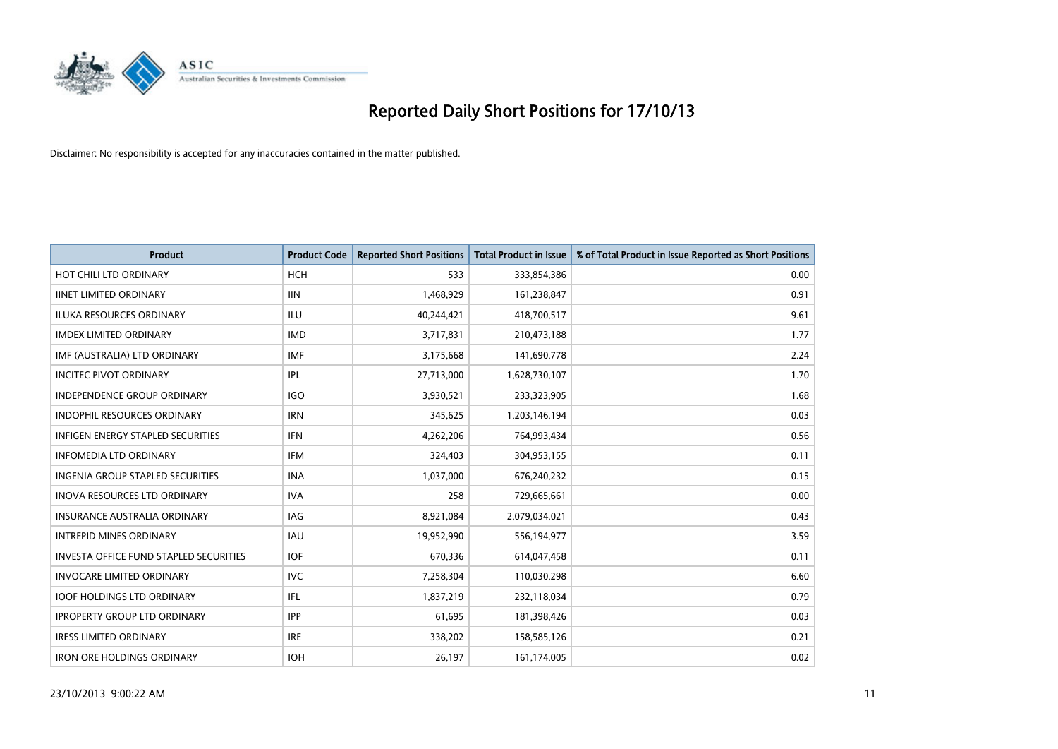# Reported Daily Short Positions for 17/10/13

Disclaimer: No responsibility is accepted for any inaccuracies contained in the matter published.

| Product | Product Code | Reported Short Positions | Total Product in Issue | % of Total Product in Issue Reported as Short Positions |
|---|---|---|---|---|
| HOT CHILI LTD ORDINARY | HCH | 533 | 333,854,386 | 0.00 |
| IINET LIMITED ORDINARY | IIN | 1,468,929 | 161,238,847 | 0.91 |
| ILUKA RESOURCES ORDINARY | ILU | 40,244,421 | 418,700,517 | 9.61 |
| IMDEX LIMITED ORDINARY | IMD | 3,717,831 | 210,473,188 | 1.77 |
| IMF (AUSTRALIA) LTD ORDINARY | IMF | 3,175,668 | 141,690,778 | 2.24 |
| INCITEC PIVOT ORDINARY | IPL | 27,713,000 | 1,628,730,107 | 1.70 |
| INDEPENDENCE GROUP ORDINARY | IGO | 3,930,521 | 233,323,905 | 1.68 |
| INDOPHIL RESOURCES ORDINARY | IRN | 345,625 | 1,203,146,194 | 0.03 |
| INFIGEN ENERGY STAPLED SECURITIES | IFN | 4,262,206 | 764,993,434 | 0.56 |
| INFOMEDIA LTD ORDINARY | IFM | 324,403 | 304,953,155 | 0.11 |
| INGENIA GROUP STAPLED SECURITIES | INA | 1,037,000 | 676,240,232 | 0.15 |
| INOVA RESOURCES LTD ORDINARY | IVA | 258 | 729,665,661 | 0.00 |
| INSURANCE AUSTRALIA ORDINARY | IAG | 8,921,084 | 2,079,034,021 | 0.43 |
| INTREPID MINES ORDINARY | IAU | 19,952,990 | 556,194,977 | 3.59 |
| INVESTA OFFICE FUND STAPLED SECURITIES | IOF | 670,336 | 614,047,458 | 0.11 |
| INVOCARE LIMITED ORDINARY | IVC | 7,258,304 | 110,030,298 | 6.60 |
| IOOF HOLDINGS LTD ORDINARY | IFL | 1,837,219 | 232,118,034 | 0.79 |
| IPROPERTY GROUP LTD ORDINARY | IPP | 61,695 | 181,398,426 | 0.03 |
| IRESS LIMITED ORDINARY | IRE | 338,202 | 158,585,126 | 0.21 |
| IRON ORE HOLDINGS ORDINARY | IOH | 26,197 | 161,174,005 | 0.02 |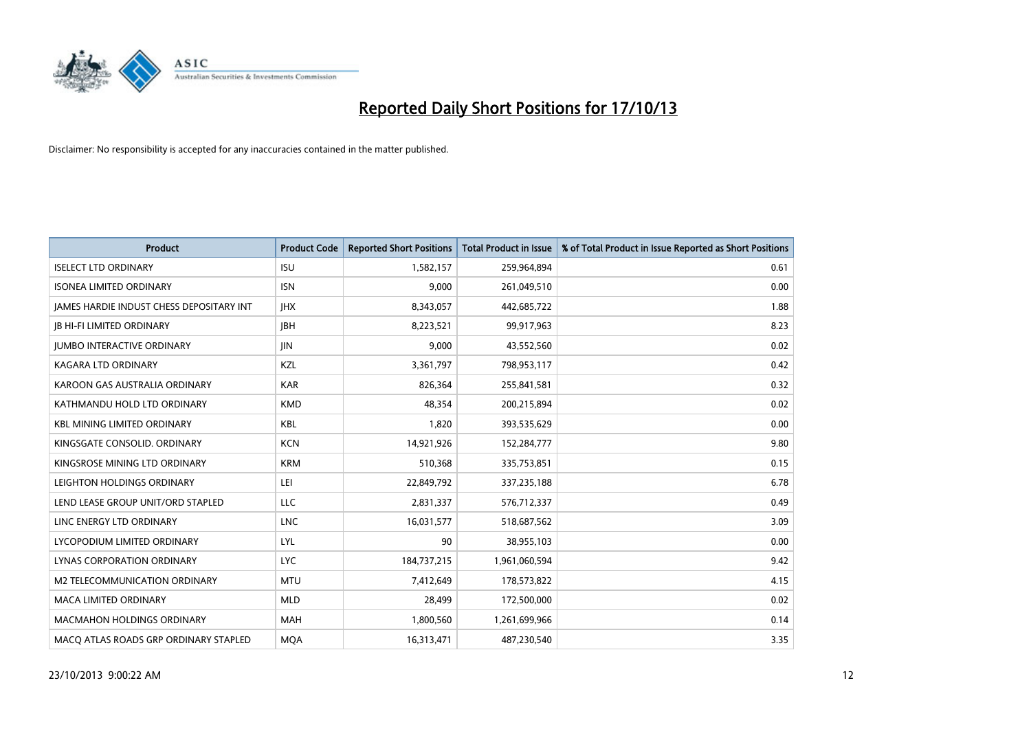# Reported Daily Short Positions for 17/10/13

Disclaimer: No responsibility is accepted for any inaccuracies contained in the matter published.

| Product | Product Code | Reported Short Positions | Total Product in Issue | % of Total Product in Issue Reported as Short Positions |
|---|---|---|---|---|
| ISELECT LTD ORDINARY | ISU | 1,582,157 | 259,964,894 | 0.61 |
| ISONEA LIMITED ORDINARY | ISN | 9,000 | 261,049,510 | 0.00 |
| JAMES HARDIE INDUST CHESS DEPOSITARY INT | JHX | 8,343,057 | 442,685,722 | 1.88 |
| JB HI-FI LIMITED ORDINARY | JBH | 8,223,521 | 99,917,963 | 8.23 |
| JUMBO INTERACTIVE ORDINARY | JIN | 9,000 | 43,552,560 | 0.02 |
| KAGARA LTD ORDINARY | KZL | 3,361,797 | 798,953,117 | 0.42 |
| KAROON GAS AUSTRALIA ORDINARY | KAR | 826,364 | 255,841,581 | 0.32 |
| KATHMANDU HOLD LTD ORDINARY | KMD | 48,354 | 200,215,894 | 0.02 |
| KBL MINING LIMITED ORDINARY | KBL | 1,820 | 393,535,629 | 0.00 |
| KINGSGATE CONSOLID. ORDINARY | KCN | 14,921,926 | 152,284,777 | 9.80 |
| KINGSROSE MINING LTD ORDINARY | KRM | 510,368 | 335,753,851 | 0.15 |
| LEIGHTON HOLDINGS ORDINARY | LEI | 22,849,792 | 337,235,188 | 6.78 |
| LEND LEASE GROUP UNIT/ORD STAPLED | LLC | 2,831,337 | 576,712,337 | 0.49 |
| LINC ENERGY LTD ORDINARY | LNC | 16,031,577 | 518,687,562 | 3.09 |
| LYCOPODIUM LIMITED ORDINARY | LYL | 90 | 38,955,103 | 0.00 |
| LYNAS CORPORATION ORDINARY | LYC | 184,737,215 | 1,961,060,594 | 9.42 |
| M2 TELECOMMUNICATION ORDINARY | MTU | 7,412,649 | 178,573,822 | 4.15 |
| MACA LIMITED ORDINARY | MLD | 28,499 | 172,500,000 | 0.02 |
| MACMAHON HOLDINGS ORDINARY | MAH | 1,800,560 | 1,261,699,966 | 0.14 |
| MACQ ATLAS ROADS GRP ORDINARY STAPLED | MQA | 16,313,471 | 487,230,540 | 3.35 |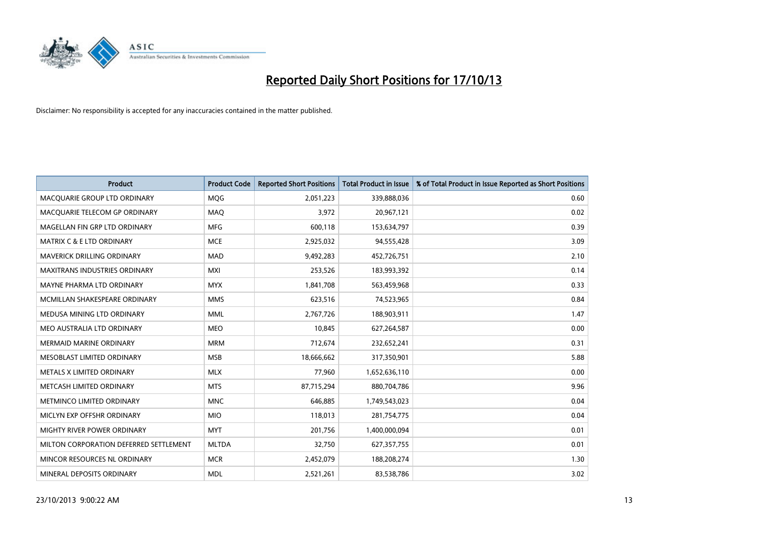# Reported Daily Short Positions for 17/10/13

Disclaimer: No responsibility is accepted for any inaccuracies contained in the matter published.

| Product | Product Code | Reported Short Positions | Total Product in Issue | % of Total Product in Issue Reported as Short Positions |
|---|---|---|---|---|
| MACQUARIE GROUP LTD ORDINARY | MQG | 2,051,223 | 339,888,036 | 0.60 |
| MACQUARIE TELECOM GP ORDINARY | MAQ | 3,972 | 20,967,121 | 0.02 |
| MAGELLAN FIN GRP LTD ORDINARY | MFG | 600,118 | 153,634,797 | 0.39 |
| MATRIX C & E LTD ORDINARY | MCE | 2,925,032 | 94,555,428 | 3.09 |
| MAVERICK DRILLING ORDINARY | MAD | 9,492,283 | 452,726,751 | 2.10 |
| MAXITRANS INDUSTRIES ORDINARY | MXI | 253,526 | 183,993,392 | 0.14 |
| MAYNE PHARMA LTD ORDINARY | MYX | 1,841,708 | 563,459,968 | 0.33 |
| MCMILLAN SHAKESPEARE ORDINARY | MMS | 623,516 | 74,523,965 | 0.84 |
| MEDUSA MINING LTD ORDINARY | MML | 2,767,726 | 188,903,911 | 1.47 |
| MEO AUSTRALIA LTD ORDINARY | MEO | 10,845 | 627,264,587 | 0.00 |
| MERMAID MARINE ORDINARY | MRM | 712,674 | 232,652,241 | 0.31 |
| MESOBLAST LIMITED ORDINARY | MSB | 18,666,662 | 317,350,901 | 5.88 |
| METALS X LIMITED ORDINARY | MLX | 77,960 | 1,652,636,110 | 0.00 |
| METCASH LIMITED ORDINARY | MTS | 87,715,294 | 880,704,786 | 9.96 |
| METMINCO LIMITED ORDINARY | MNC | 646,885 | 1,749,543,023 | 0.04 |
| MICLYN EXP OFFSHR ORDINARY | MIO | 118,013 | 281,754,775 | 0.04 |
| MIGHTY RIVER POWER ORDINARY | MYT | 201,756 | 1,400,000,094 | 0.01 |
| MILTON CORPORATION DEFERRED SETTLEMENT | MLTDA | 32,750 | 627,357,755 | 0.01 |
| MINCOR RESOURCES NL ORDINARY | MCR | 2,452,079 | 188,208,274 | 1.30 |
| MINERAL DEPOSITS ORDINARY | MDL | 2,521,261 | 83,538,786 | 3.02 |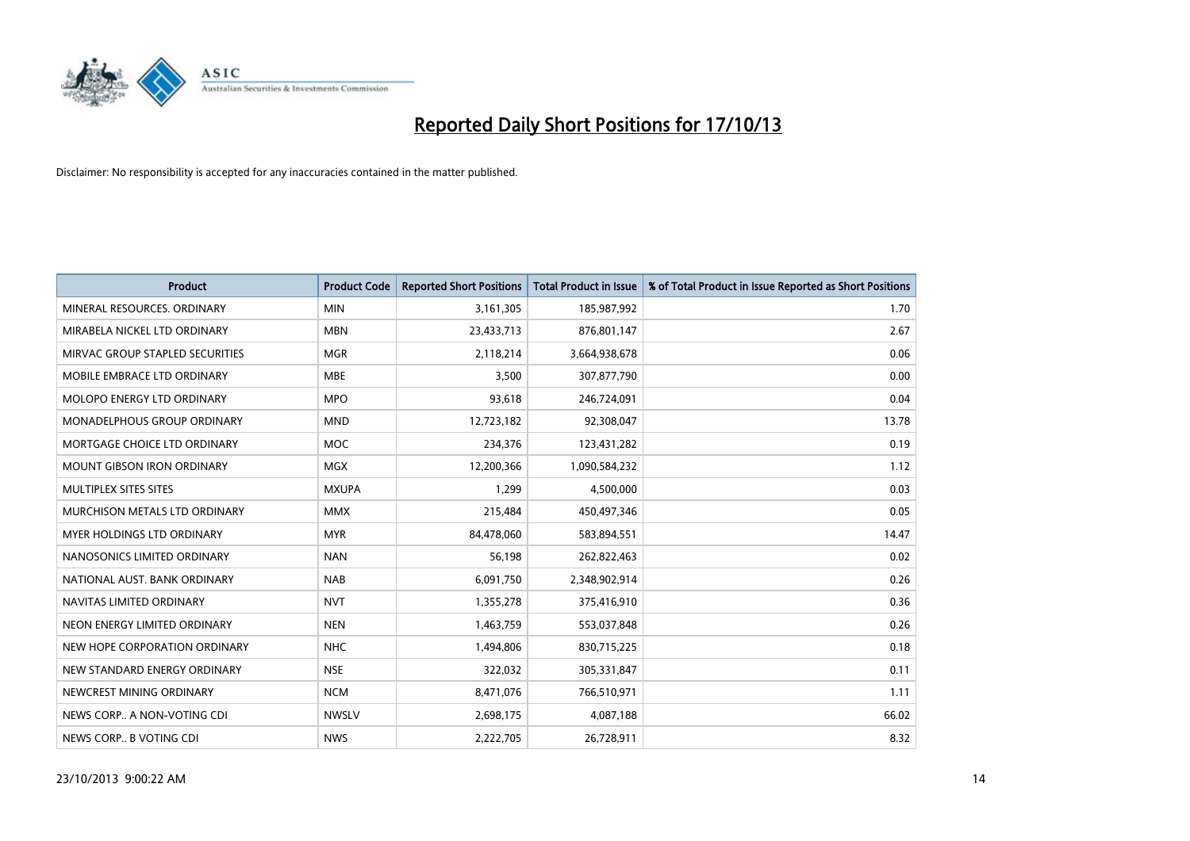# Reported Daily Short Positions for 17/10/13

Disclaimer: No responsibility is accepted for any inaccuracies contained in the matter published.

| Product | Product Code | Reported Short Positions | Total Product in Issue | % of Total Product in Issue Reported as Short Positions |
|---|---|---|---|---|
| MINERAL RESOURCES. ORDINARY | MIN | 3,161,305 | 185,987,992 | 1.70 |
| MIRABELA NICKEL LTD ORDINARY | MBN | 23,433,713 | 876,801,147 | 2.67 |
| MIRVAC GROUP STAPLED SECURITIES | MGR | 2,118,214 | 3,664,938,678 | 0.06 |
| MOBILE EMBRACE LTD ORDINARY | MBE | 3,500 | 307,877,790 | 0.00 |
| MOLOPO ENERGY LTD ORDINARY | MPO | 93,618 | 246,724,091 | 0.04 |
| MONADELPHOUS GROUP ORDINARY | MND | 12,723,182 | 92,308,047 | 13.78 |
| MORTGAGE CHOICE LTD ORDINARY | MOC | 234,376 | 123,431,282 | 0.19 |
| MOUNT GIBSON IRON ORDINARY | MGX | 12,200,366 | 1,090,584,232 | 1.12 |
| MULTIPLEX SITES SITES | MXUPA | 1,299 | 4,500,000 | 0.03 |
| MURCHISON METALS LTD ORDINARY | MMX | 215,484 | 450,497,346 | 0.05 |
| MYER HOLDINGS LTD ORDINARY | MYR | 84,478,060 | 583,894,551 | 14.47 |
| NANOSONICS LIMITED ORDINARY | NAN | 56,198 | 262,822,463 | 0.02 |
| NATIONAL AUST. BANK ORDINARY | NAB | 6,091,750 | 2,348,902,914 | 0.26 |
| NAVITAS LIMITED ORDINARY | NVT | 1,355,278 | 375,416,910 | 0.36 |
| NEON ENERGY LIMITED ORDINARY | NEN | 1,463,759 | 553,037,848 | 0.26 |
| NEW HOPE CORPORATION ORDINARY | NHC | 1,494,806 | 830,715,225 | 0.18 |
| NEW STANDARD ENERGY ORDINARY | NSE | 322,032 | 305,331,847 | 0.11 |
| NEWCREST MINING ORDINARY | NCM | 8,471,076 | 766,510,971 | 1.11 |
| NEWS CORP.. A NON-VOTING CDI | NWSLV | 2,698,175 | 4,087,188 | 66.02 |
| NEWS CORP.. B VOTING CDI | NWS | 2,222,705 | 26,728,911 | 8.32 |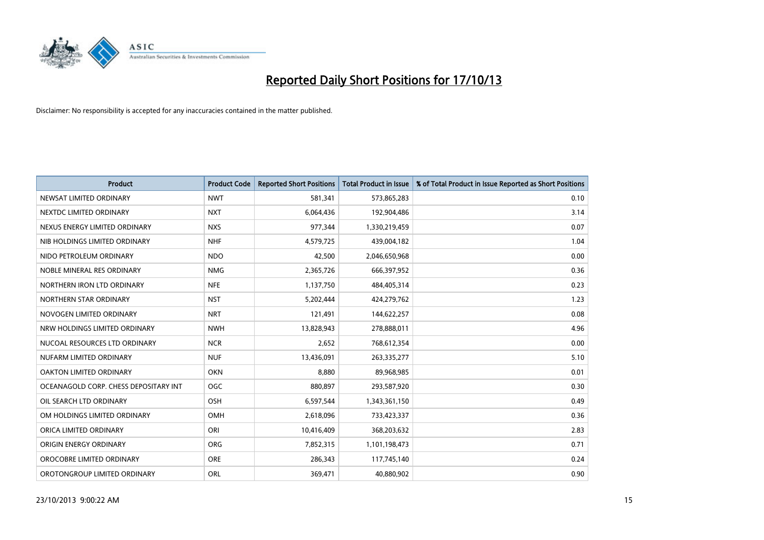# Reported Daily Short Positions for 17/10/13

Disclaimer: No responsibility is accepted for any inaccuracies contained in the matter published.

| Product | Product Code | Reported Short Positions | Total Product in Issue | % of Total Product in Issue Reported as Short Positions |
| --- | --- | --- | --- | --- |
| NEWSAT LIMITED ORDINARY | NWT | 581,341 | 573,865,283 | 0.10 |
| NEXTDC LIMITED ORDINARY | NXT | 6,064,436 | 192,904,486 | 3.14 |
| NEXUS ENERGY LIMITED ORDINARY | NXS | 977,344 | 1,330,219,459 | 0.07 |
| NIB HOLDINGS LIMITED ORDINARY | NHF | 4,579,725 | 439,004,182 | 1.04 |
| NIDO PETROLEUM ORDINARY | NDO | 42,500 | 2,046,650,968 | 0.00 |
| NOBLE MINERAL RES ORDINARY | NMG | 2,365,726 | 666,397,952 | 0.36 |
| NORTHERN IRON LTD ORDINARY | NFE | 1,137,750 | 484,405,314 | 0.23 |
| NORTHERN STAR ORDINARY | NST | 5,202,444 | 424,279,762 | 1.23 |
| NOVOGEN LIMITED ORDINARY | NRT | 121,491 | 144,622,257 | 0.08 |
| NRW HOLDINGS LIMITED ORDINARY | NWH | 13,828,943 | 278,888,011 | 4.96 |
| NUCOAL RESOURCES LTD ORDINARY | NCR | 2,652 | 768,612,354 | 0.00 |
| NUFARM LIMITED ORDINARY | NUF | 13,436,091 | 263,335,277 | 5.10 |
| OAKTON LIMITED ORDINARY | OKN | 8,880 | 89,968,985 | 0.01 |
| OCEANAGOLD CORP. CHESS DEPOSITARY INT | OGC | 880,897 | 293,587,920 | 0.30 |
| OIL SEARCH LTD ORDINARY | OSH | 6,597,544 | 1,343,361,150 | 0.49 |
| OM HOLDINGS LIMITED ORDINARY | OMH | 2,618,096 | 733,423,337 | 0.36 |
| ORICA LIMITED ORDINARY | ORI | 10,416,409 | 368,203,632 | 2.83 |
| ORIGIN ENERGY ORDINARY | ORG | 7,852,315 | 1,101,198,473 | 0.71 |
| OROCOBRE LIMITED ORDINARY | ORE | 286,343 | 117,745,140 | 0.24 |
| OROTONGROUP LIMITED ORDINARY | ORL | 369,471 | 40,880,902 | 0.90 |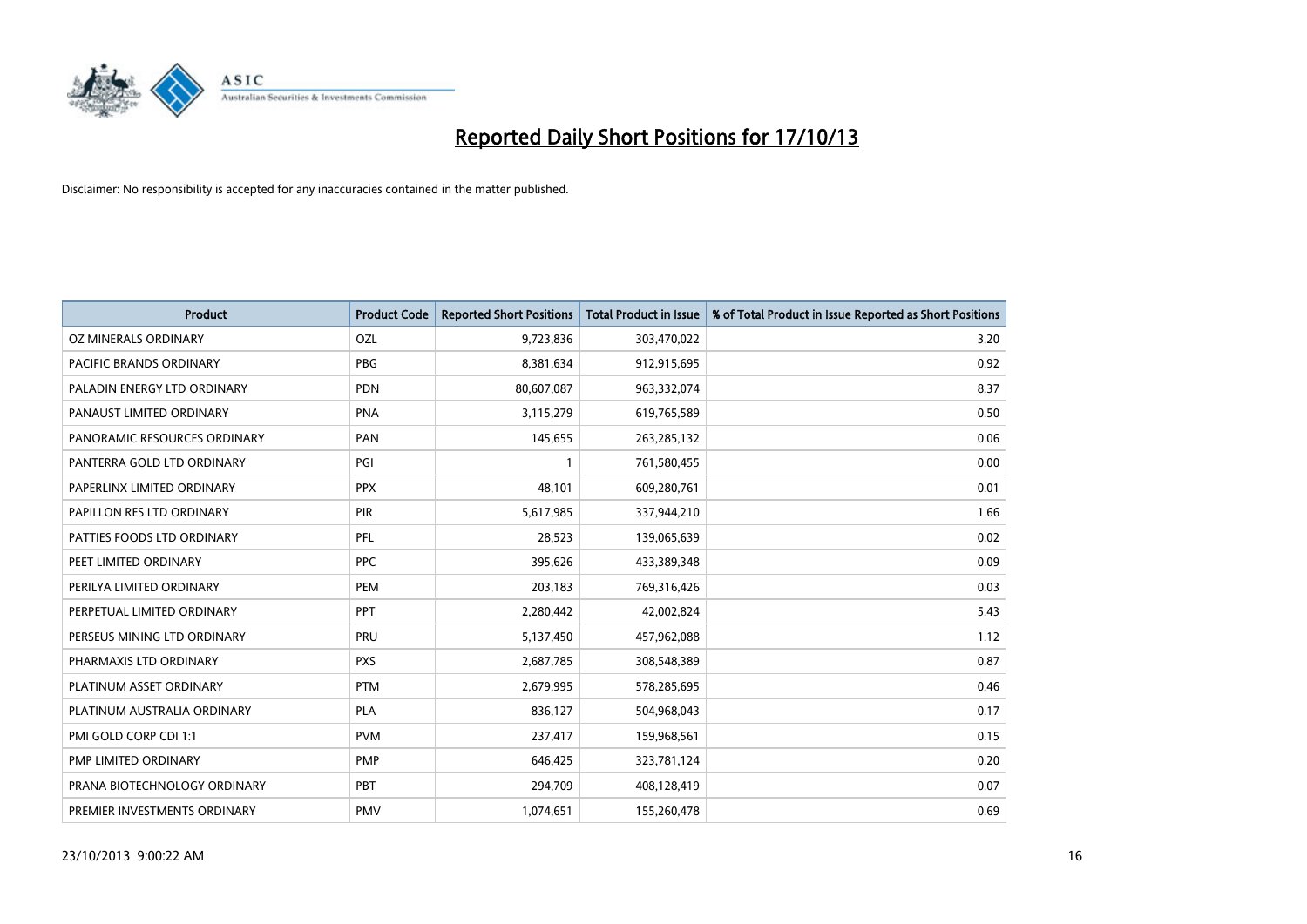# Reported Daily Short Positions for 17/10/13

Disclaimer: No responsibility is accepted for any inaccuracies contained in the matter published.

| Product | Product Code | Reported Short Positions | Total Product in Issue | % of Total Product in Issue Reported as Short Positions |
|---|---|---|---|---|
| OZ MINERALS ORDINARY | OZL | 9,723,836 | 303,470,022 | 3.20 |
| PACIFIC BRANDS ORDINARY | PBG | 8,381,634 | 912,915,695 | 0.92 |
| PALADIN ENERGY LTD ORDINARY | PDN | 80,607,087 | 963,332,074 | 8.37 |
| PANAUST LIMITED ORDINARY | PNA | 3,115,279 | 619,765,589 | 0.50 |
| PANORAMIC RESOURCES ORDINARY | PAN | 145,655 | 263,285,132 | 0.06 |
| PANTERRA GOLD LTD ORDINARY | PGI | 1 | 761,580,455 | 0.00 |
| PAPERLINX LIMITED ORDINARY | PPX | 48,101 | 609,280,761 | 0.01 |
| PAPILLON RES LTD ORDINARY | PIR | 5,617,985 | 337,944,210 | 1.66 |
| PATTIES FOODS LTD ORDINARY | PFL | 28,523 | 139,065,639 | 0.02 |
| PEET LIMITED ORDINARY | PPC | 395,626 | 433,389,348 | 0.09 |
| PERILYA LIMITED ORDINARY | PEM | 203,183 | 769,316,426 | 0.03 |
| PERPETUAL LIMITED ORDINARY | PPT | 2,280,442 | 42,002,824 | 5.43 |
| PERSEUS MINING LTD ORDINARY | PRU | 5,137,450 | 457,962,088 | 1.12 |
| PHARMAXIS LTD ORDINARY | PXS | 2,687,785 | 308,548,389 | 0.87 |
| PLATINUM ASSET ORDINARY | PTM | 2,679,995 | 578,285,695 | 0.46 |
| PLATINUM AUSTRALIA ORDINARY | PLA | 836,127 | 504,968,043 | 0.17 |
| PMI GOLD CORP CDI 1:1 | PVM | 237,417 | 159,968,561 | 0.15 |
| PMP LIMITED ORDINARY | PMP | 646,425 | 323,781,124 | 0.20 |
| PRANA BIOTECHNOLOGY ORDINARY | PBT | 294,709 | 408,128,419 | 0.07 |
| PREMIER INVESTMENTS ORDINARY | PMV | 1,074,651 | 155,260,478 | 0.69 |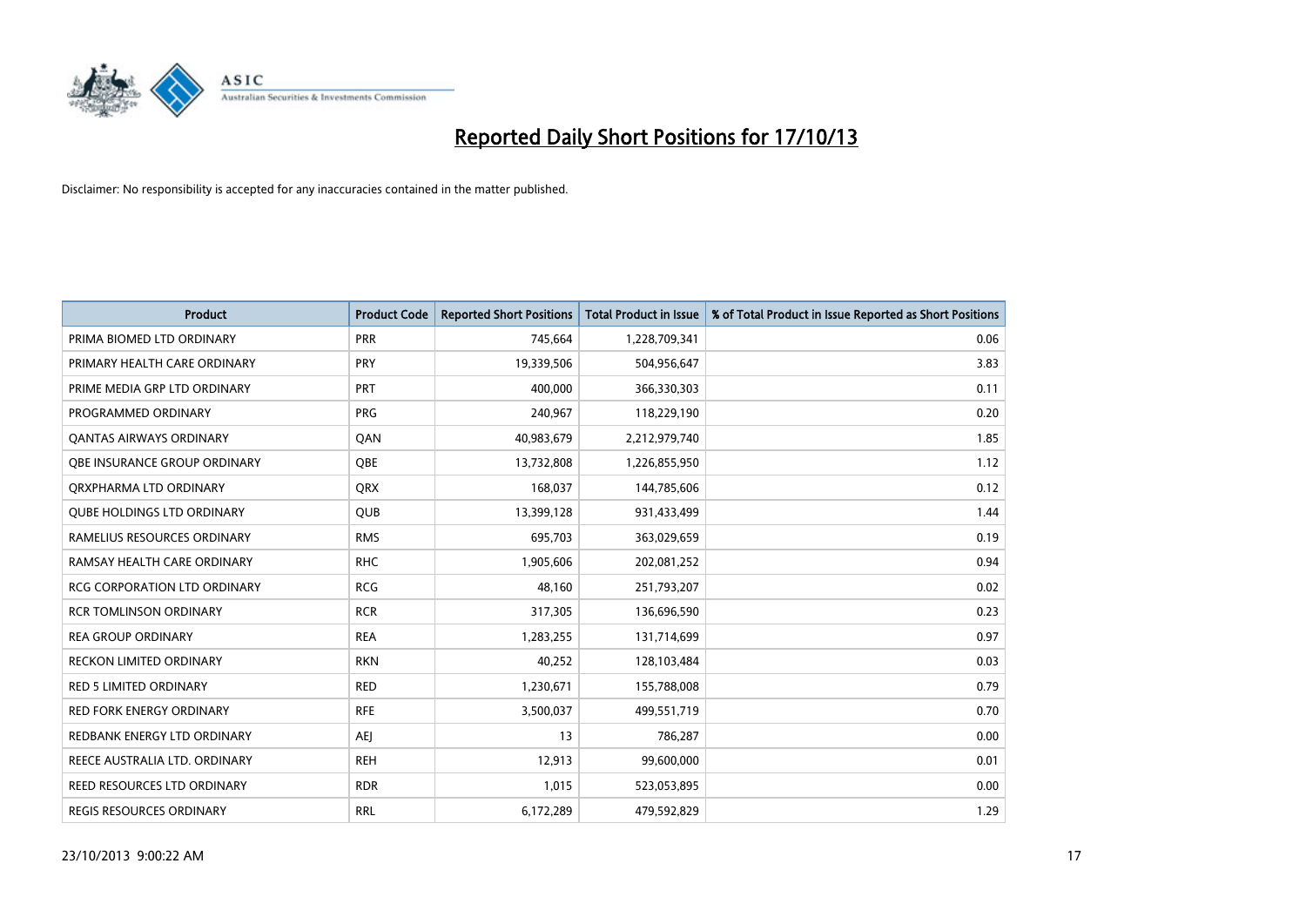# Reported Daily Short Positions for 17/10/13

Disclaimer: No responsibility is accepted for any inaccuracies contained in the matter published.

| Product | Product Code | Reported Short Positions | Total Product in Issue | % of Total Product in Issue Reported as Short Positions |
|---|---|---|---|---|
| PRIMA BIOMED LTD ORDINARY | PRR | 745,664 | 1,228,709,341 | 0.06 |
| PRIMARY HEALTH CARE ORDINARY | PRY | 19,339,506 | 504,956,647 | 3.83 |
| PRIME MEDIA GRP LTD ORDINARY | PRT | 400,000 | 366,330,303 | 0.11 |
| PROGRAMMED ORDINARY | PRG | 240,967 | 118,229,190 | 0.20 |
| QANTAS AIRWAYS ORDINARY | QAN | 40,983,679 | 2,212,979,740 | 1.85 |
| QBE INSURANCE GROUP ORDINARY | QBE | 13,732,808 | 1,226,855,950 | 1.12 |
| QRXPHARMA LTD ORDINARY | QRX | 168,037 | 144,785,606 | 0.12 |
| QUBE HOLDINGS LTD ORDINARY | QUB | 13,399,128 | 931,433,499 | 1.44 |
| RAMELIUS RESOURCES ORDINARY | RMS | 695,703 | 363,029,659 | 0.19 |
| RAMSAY HEALTH CARE ORDINARY | RHC | 1,905,606 | 202,081,252 | 0.94 |
| RCG CORPORATION LTD ORDINARY | RCG | 48,160 | 251,793,207 | 0.02 |
| RCR TOMLINSON ORDINARY | RCR | 317,305 | 136,696,590 | 0.23 |
| REA GROUP ORDINARY | REA | 1,283,255 | 131,714,699 | 0.97 |
| RECKON LIMITED ORDINARY | RKN | 40,252 | 128,103,484 | 0.03 |
| RED 5 LIMITED ORDINARY | RED | 1,230,671 | 155,788,008 | 0.79 |
| RED FORK ENERGY ORDINARY | RFE | 3,500,037 | 499,551,719 | 0.70 |
| REDBANK ENERGY LTD ORDINARY | AEJ | 13 | 786,287 | 0.00 |
| REECE AUSTRALIA LTD. ORDINARY | REH | 12,913 | 99,600,000 | 0.01 |
| REED RESOURCES LTD ORDINARY | RDR | 1,015 | 523,053,895 | 0.00 |
| REGIS RESOURCES ORDINARY | RRL | 6,172,289 | 479,592,829 | 1.29 |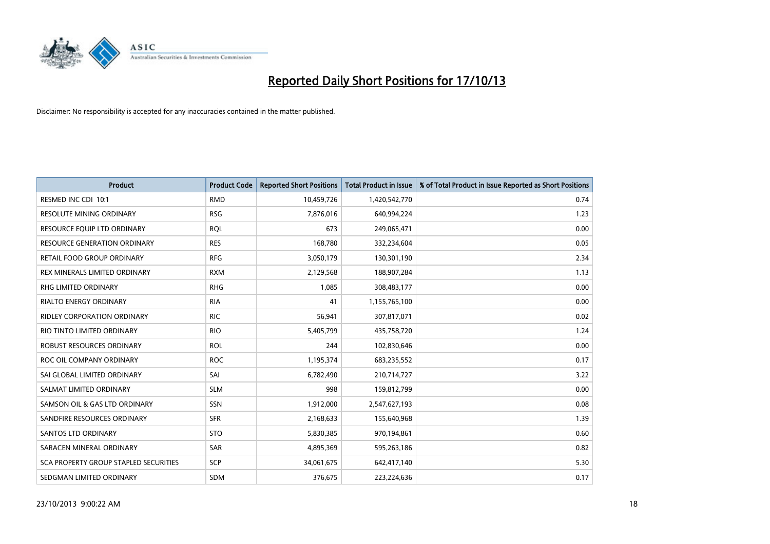# Reported Daily Short Positions for 17/10/13

Disclaimer: No responsibility is accepted for any inaccuracies contained in the matter published.

| Product | Product Code | Reported Short Positions | Total Product in Issue | % of Total Product in Issue Reported as Short Positions |
|---|---|---|---|---|
| RESMED INC CDI 10:1 | RMD | 10,459,726 | 1,420,542,770 | 0.74 |
| RESOLUTE MINING ORDINARY | RSG | 7,876,016 | 640,994,224 | 1.23 |
| RESOURCE EQUIP LTD ORDINARY | RQL | 673 | 249,065,471 | 0.00 |
| RESOURCE GENERATION ORDINARY | RES | 168,780 | 332,234,604 | 0.05 |
| RETAIL FOOD GROUP ORDINARY | RFG | 3,050,179 | 130,301,190 | 2.34 |
| REX MINERALS LIMITED ORDINARY | RXM | 2,129,568 | 188,907,284 | 1.13 |
| RHG LIMITED ORDINARY | RHG | 1,085 | 308,483,177 | 0.00 |
| RIALTO ENERGY ORDINARY | RIA | 41 | 1,155,765,100 | 0.00 |
| RIDLEY CORPORATION ORDINARY | RIC | 56,941 | 307,817,071 | 0.02 |
| RIO TINTO LIMITED ORDINARY | RIO | 5,405,799 | 435,758,720 | 1.24 |
| ROBUST RESOURCES ORDINARY | ROL | 244 | 102,830,646 | 0.00 |
| ROC OIL COMPANY ORDINARY | ROC | 1,195,374 | 683,235,552 | 0.17 |
| SAI GLOBAL LIMITED ORDINARY | SAI | 6,782,490 | 210,714,727 | 3.22 |
| SALMAT LIMITED ORDINARY | SLM | 998 | 159,812,799 | 0.00 |
| SAMSON OIL & GAS LTD ORDINARY | SSN | 1,912,000 | 2,547,627,193 | 0.08 |
| SANDFIRE RESOURCES ORDINARY | SFR | 2,168,633 | 155,640,968 | 1.39 |
| SANTOS LTD ORDINARY | STO | 5,830,385 | 970,194,861 | 0.60 |
| SARACEN MINERAL ORDINARY | SAR | 4,895,369 | 595,263,186 | 0.82 |
| SCA PROPERTY GROUP STAPLED SECURITIES | SCP | 34,061,675 | 642,417,140 | 5.30 |
| SEDGMAN LIMITED ORDINARY | SDM | 376,675 | 223,224,636 | 0.17 |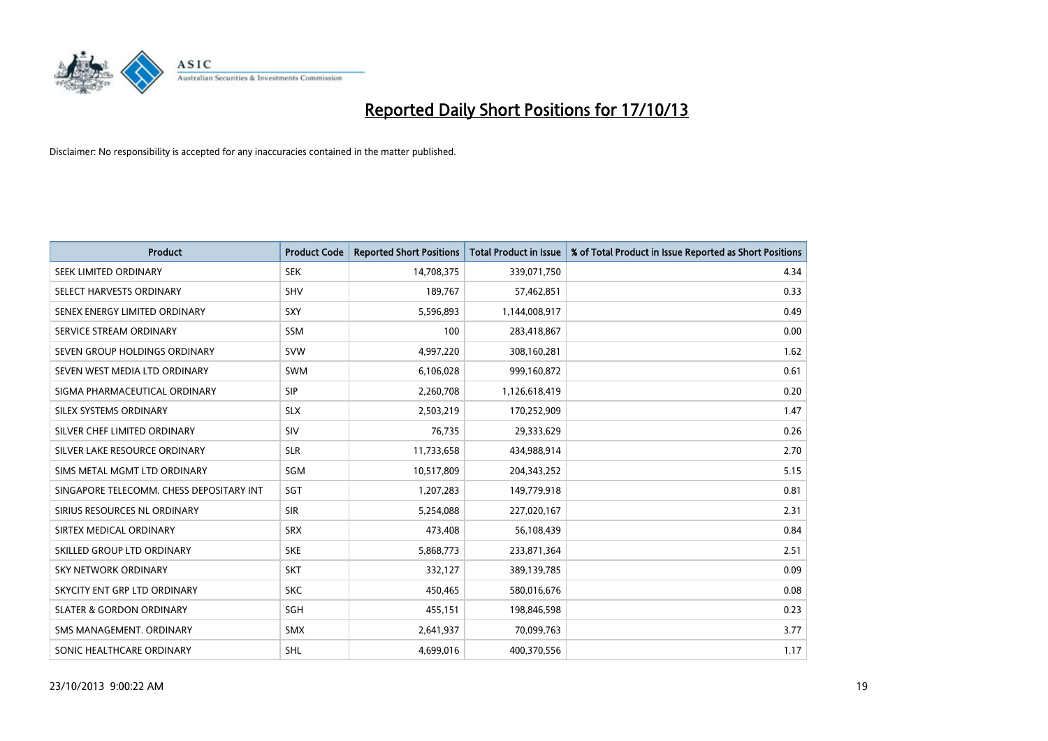# Reported Daily Short Positions for 17/10/13

Disclaimer: No responsibility is accepted for any inaccuracies contained in the matter published.

| Product | Product Code | Reported Short Positions | Total Product in Issue | % of Total Product in Issue Reported as Short Positions |
|---|---|---|---|---|
| SEEK LIMITED ORDINARY | SEK | 14,708,375 | 339,071,750 | 4.34 |
| SELECT HARVESTS ORDINARY | SHV | 189,767 | 57,462,851 | 0.33 |
| SENEX ENERGY LIMITED ORDINARY | SXY | 5,596,893 | 1,144,008,917 | 0.49 |
| SERVICE STREAM ORDINARY | SSM | 100 | 283,418,867 | 0.00 |
| SEVEN GROUP HOLDINGS ORDINARY | SVW | 4,997,220 | 308,160,281 | 1.62 |
| SEVEN WEST MEDIA LTD ORDINARY | SWM | 6,106,028 | 999,160,872 | 0.61 |
| SIGMA PHARMACEUTICAL ORDINARY | SIP | 2,260,708 | 1,126,618,419 | 0.20 |
| SILEX SYSTEMS ORDINARY | SLX | 2,503,219 | 170,252,909 | 1.47 |
| SILVER CHEF LIMITED ORDINARY | SIV | 76,735 | 29,333,629 | 0.26 |
| SILVER LAKE RESOURCE ORDINARY | SLR | 11,733,658 | 434,988,914 | 2.70 |
| SIMS METAL MGMT LTD ORDINARY | SGM | 10,517,809 | 204,343,252 | 5.15 |
| SINGAPORE TELECOMM. CHESS DEPOSITARY INT | SGT | 1,207,283 | 149,779,918 | 0.81 |
| SIRIUS RESOURCES NL ORDINARY | SIR | 5,254,088 | 227,020,167 | 2.31 |
| SIRTEX MEDICAL ORDINARY | SRX | 473,408 | 56,108,439 | 0.84 |
| SKILLED GROUP LTD ORDINARY | SKE | 5,868,773 | 233,871,364 | 2.51 |
| SKY NETWORK ORDINARY | SKT | 332,127 | 389,139,785 | 0.09 |
| SKYCITY ENT GRP LTD ORDINARY | SKC | 450,465 | 580,016,676 | 0.08 |
| SLATER & GORDON ORDINARY | SGH | 455,151 | 198,846,598 | 0.23 |
| SMS MANAGEMENT. ORDINARY | SMX | 2,641,937 | 70,099,763 | 3.77 |
| SONIC HEALTHCARE ORDINARY | SHL | 4,699,016 | 400,370,556 | 1.17 |

23/10/2013 9:00:22 AM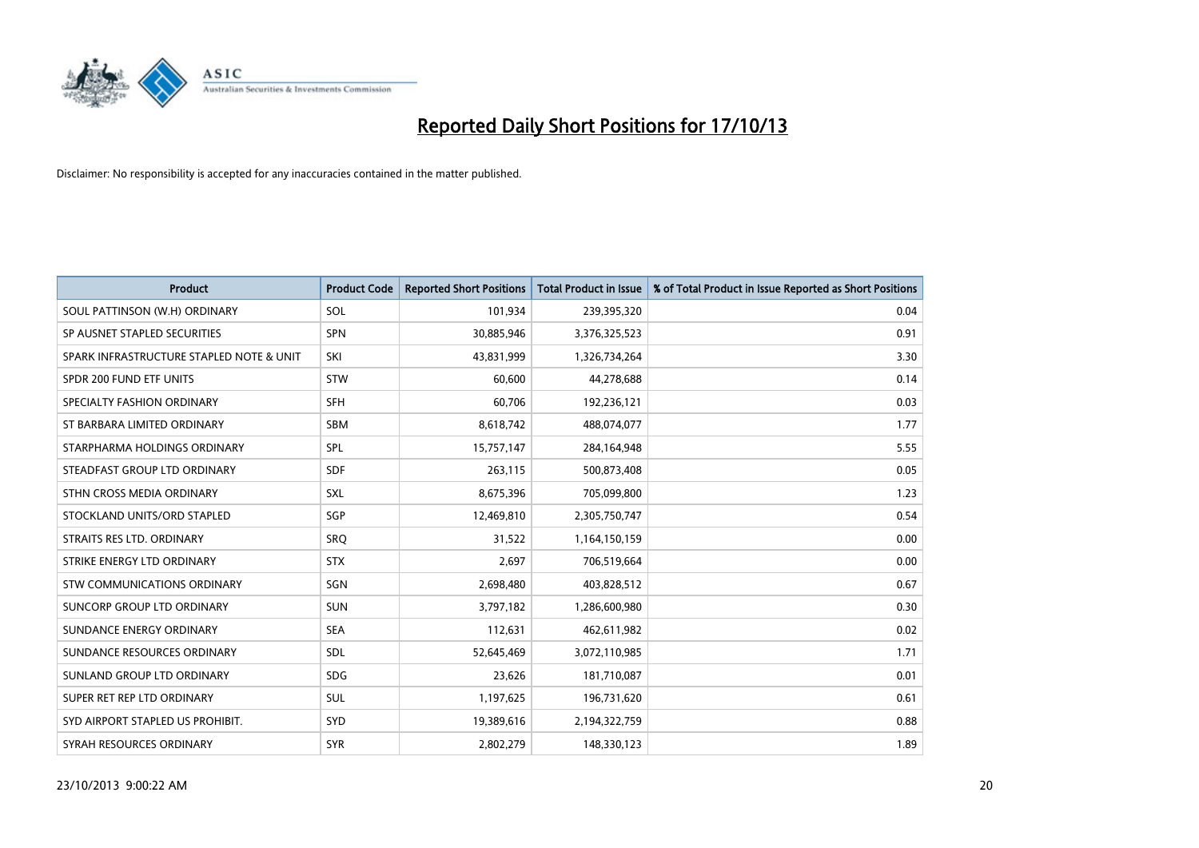# Reported Daily Short Positions for 17/10/13

Disclaimer: No responsibility is accepted for any inaccuracies contained in the matter published.

| Product | Product Code | Reported Short Positions | Total Product in Issue | % of Total Product in Issue Reported as Short Positions |
|---|---|---|---|---|
| SOUL PATTINSON (W.H) ORDINARY | SOL | 101,934 | 239,395,320 | 0.04 |
| SP AUSNET STAPLED SECURITIES | SPN | 30,885,946 | 3,376,325,523 | 0.91 |
| SPARK INFRASTRUCTURE STAPLED NOTE & UNIT | SKI | 43,831,999 | 1,326,734,264 | 3.30 |
| SPDR 200 FUND ETF UNITS | STW | 60,600 | 44,278,688 | 0.14 |
| SPECIALTY FASHION ORDINARY | SFH | 60,706 | 192,236,121 | 0.03 |
| ST BARBARA LIMITED ORDINARY | SBM | 8,618,742 | 488,074,077 | 1.77 |
| STARPHARMA HOLDINGS ORDINARY | SPL | 15,757,147 | 284,164,948 | 5.55 |
| STEADFAST GROUP LTD ORDINARY | SDF | 263,115 | 500,873,408 | 0.05 |
| STHN CROSS MEDIA ORDINARY | SXL | 8,675,396 | 705,099,800 | 1.23 |
| STOCKLAND UNITS/ORD STAPLED | SGP | 12,469,810 | 2,305,750,747 | 0.54 |
| STRAITS RES LTD. ORDINARY | SRQ | 31,522 | 1,164,150,159 | 0.00 |
| STRIKE ENERGY LTD ORDINARY | STX | 2,697 | 706,519,664 | 0.00 |
| STW COMMUNICATIONS ORDINARY | SGN | 2,698,480 | 403,828,512 | 0.67 |
| SUNCORP GROUP LTD ORDINARY | SUN | 3,797,182 | 1,286,600,980 | 0.30 |
| SUNDANCE ENERGY ORDINARY | SEA | 112,631 | 462,611,982 | 0.02 |
| SUNDANCE RESOURCES ORDINARY | SDL | 52,645,469 | 3,072,110,985 | 1.71 |
| SUNLAND GROUP LTD ORDINARY | SDG | 23,626 | 181,710,087 | 0.01 |
| SUPER RET REP LTD ORDINARY | SUL | 1,197,625 | 196,731,620 | 0.61 |
| SYD AIRPORT STAPLED US PROHIBIT. | SYD | 19,389,616 | 2,194,322,759 | 0.88 |
| SYRAH RESOURCES ORDINARY | SYR | 2,802,279 | 148,330,123 | 1.89 |

23/10/2013 9:00:22 AM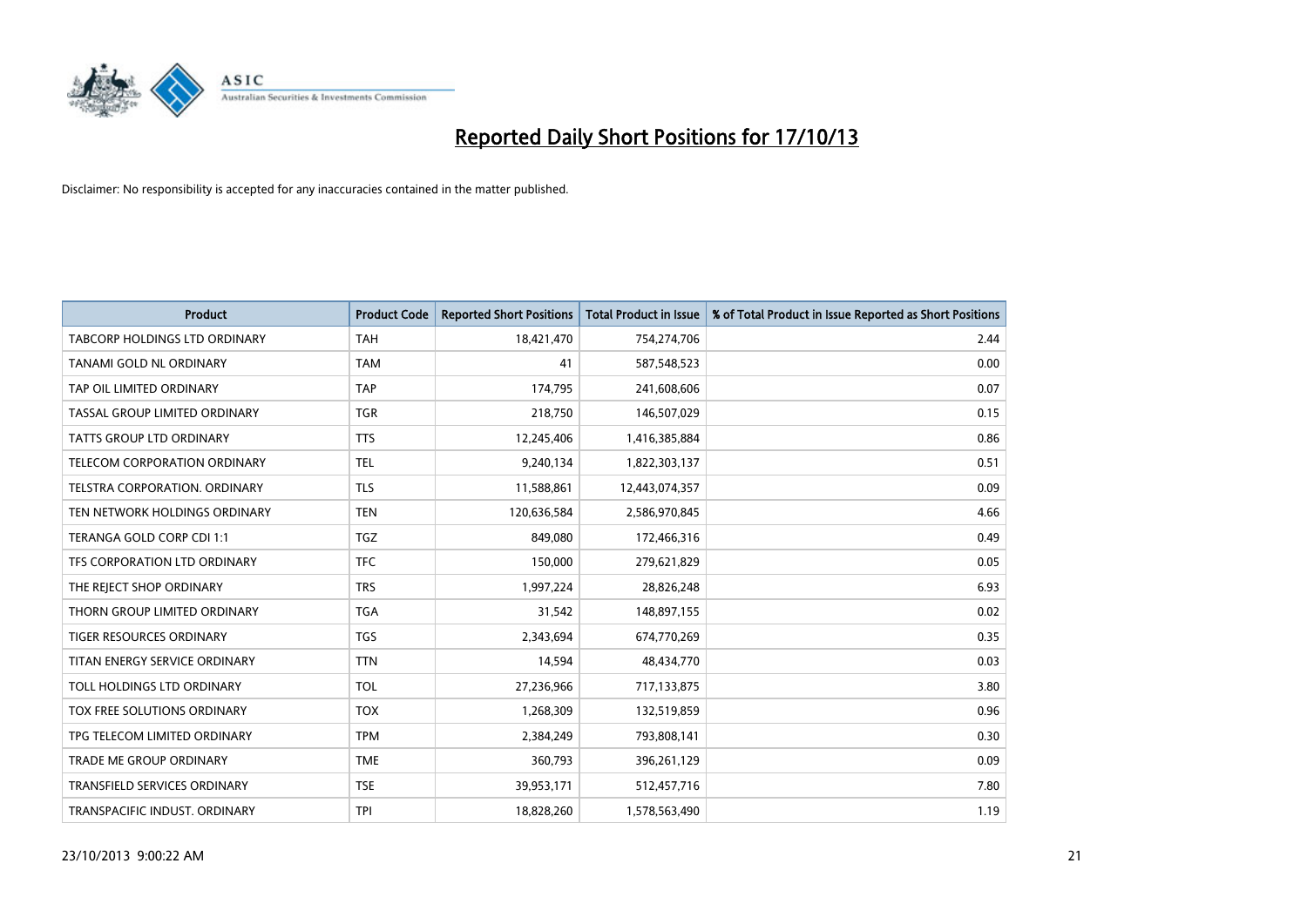# Reported Daily Short Positions for 17/10/13

Disclaimer: No responsibility is accepted for any inaccuracies contained in the matter published.

| Product | Product Code | Reported Short Positions | Total Product in Issue | % of Total Product in Issue Reported as Short Positions |
|---|---|---|---|---|
| TABCORP HOLDINGS LTD ORDINARY | TAH | 18,421,470 | 754,274,706 | 2.44 |
| TANAMI GOLD NL ORDINARY | TAM | 41 | 587,548,523 | 0.00 |
| TAP OIL LIMITED ORDINARY | TAP | 174,795 | 241,608,606 | 0.07 |
| TASSAL GROUP LIMITED ORDINARY | TGR | 218,750 | 146,507,029 | 0.15 |
| TATTS GROUP LTD ORDINARY | TTS | 12,245,406 | 1,416,385,884 | 0.86 |
| TELECOM CORPORATION ORDINARY | TEL | 9,240,134 | 1,822,303,137 | 0.51 |
| TELSTRA CORPORATION. ORDINARY | TLS | 11,588,861 | 12,443,074,357 | 0.09 |
| TEN NETWORK HOLDINGS ORDINARY | TEN | 120,636,584 | 2,586,970,845 | 4.66 |
| TERANGA GOLD CORP CDI 1:1 | TGZ | 849,080 | 172,466,316 | 0.49 |
| TFS CORPORATION LTD ORDINARY | TFC | 150,000 | 279,621,829 | 0.05 |
| THE REJECT SHOP ORDINARY | TRS | 1,997,224 | 28,826,248 | 6.93 |
| THORN GROUP LIMITED ORDINARY | TGA | 31,542 | 148,897,155 | 0.02 |
| TIGER RESOURCES ORDINARY | TGS | 2,343,694 | 674,770,269 | 0.35 |
| TITAN ENERGY SERVICE ORDINARY | TTN | 14,594 | 48,434,770 | 0.03 |
| TOLL HOLDINGS LTD ORDINARY | TOL | 27,236,966 | 717,133,875 | 3.80 |
| TOX FREE SOLUTIONS ORDINARY | TOX | 1,268,309 | 132,519,859 | 0.96 |
| TPG TELECOM LIMITED ORDINARY | TPM | 2,384,249 | 793,808,141 | 0.30 |
| TRADE ME GROUP ORDINARY | TME | 360,793 | 396,261,129 | 0.09 |
| TRANSFIELD SERVICES ORDINARY | TSE | 39,953,171 | 512,457,716 | 7.80 |
| TRANSPACIFIC INDUST. ORDINARY | TPI | 18,828,260 | 1,578,563,490 | 1.19 |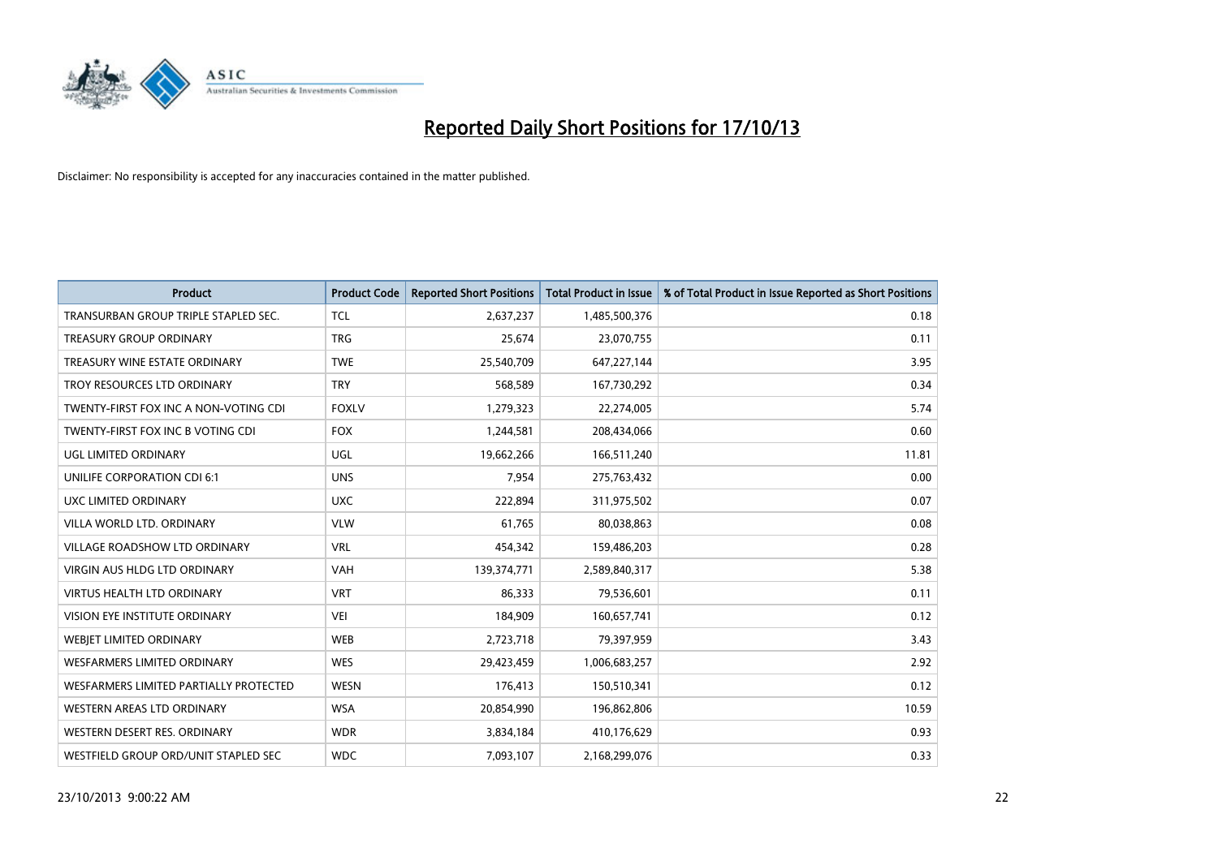# Reported Daily Short Positions for 17/10/13

Disclaimer: No responsibility is accepted for any inaccuracies contained in the matter published.

| Product | Product Code | Reported Short Positions | Total Product in Issue | % of Total Product in Issue Reported as Short Positions |
|---|---|---|---|---|
| TRANSURBAN GROUP TRIPLE STAPLED SEC. | TCL | 2,637,237 | 1,485,500,376 | 0.18 |
| TREASURY GROUP ORDINARY | TRG | 25,674 | 23,070,755 | 0.11 |
| TREASURY WINE ESTATE ORDINARY | TWE | 25,540,709 | 647,227,144 | 3.95 |
| TROY RESOURCES LTD ORDINARY | TRY | 568,589 | 167,730,292 | 0.34 |
| TWENTY-FIRST FOX INC A NON-VOTING CDI | FOXLV | 1,279,323 | 22,274,005 | 5.74 |
| TWENTY-FIRST FOX INC B VOTING CDI | FOX | 1,244,581 | 208,434,066 | 0.60 |
| UGL LIMITED ORDINARY | UGL | 19,662,266 | 166,511,240 | 11.81 |
| UNILIFE CORPORATION CDI 6:1 | UNS | 7,954 | 275,763,432 | 0.00 |
| UXC LIMITED ORDINARY | UXC | 222,894 | 311,975,502 | 0.07 |
| VILLA WORLD LTD. ORDINARY | VLW | 61,765 | 80,038,863 | 0.08 |
| VILLAGE ROADSHOW LTD ORDINARY | VRL | 454,342 | 159,486,203 | 0.28 |
| VIRGIN AUS HLDG LTD ORDINARY | VAH | 139,374,771 | 2,589,840,317 | 5.38 |
| VIRTUS HEALTH LTD ORDINARY | VRT | 86,333 | 79,536,601 | 0.11 |
| VISION EYE INSTITUTE ORDINARY | VEI | 184,909 | 160,657,741 | 0.12 |
| WEBJET LIMITED ORDINARY | WEB | 2,723,718 | 79,397,959 | 3.43 |
| WESFARMERS LIMITED ORDINARY | WES | 29,423,459 | 1,006,683,257 | 2.92 |
| WESFARMERS LIMITED PARTIALLY PROTECTED | WESN | 176,413 | 150,510,341 | 0.12 |
| WESTERN AREAS LTD ORDINARY | WSA | 20,854,990 | 196,862,806 | 10.59 |
| WESTERN DESERT RES. ORDINARY | WDR | 3,834,184 | 410,176,629 | 0.93 |
| WESTFIELD GROUP ORD/UNIT STAPLED SEC | WDC | 7,093,107 | 2,168,299,076 | 0.33 |

23/10/2013 9:00:22 AM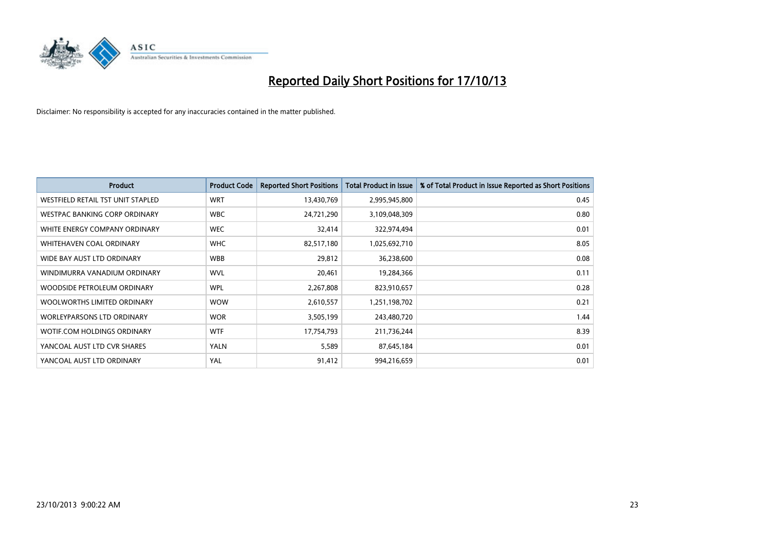# Reported Daily Short Positions for 17/10/13

Disclaimer: No responsibility is accepted for any inaccuracies contained in the matter published.

| Product | Product Code | Reported Short Positions | Total Product in Issue | % of Total Product in Issue Reported as Short Positions |
|---|---|---|---|---|
| WESTFIELD RETAIL TST UNIT STAPLED | WRT | 13,430,769 | 2,995,945,800 | 0.45 |
| WESTPAC BANKING CORP ORDINARY | WBC | 24,721,290 | 3,109,048,309 | 0.80 |
| WHITE ENERGY COMPANY ORDINARY | WEC | 32,414 | 322,974,494 | 0.01 |
| WHITEHAVEN COAL ORDINARY | WHC | 82,517,180 | 1,025,692,710 | 8.05 |
| WIDE BAY AUST LTD ORDINARY | WBB | 29,812 | 36,238,600 | 0.08 |
| WINDIMURRA VANADIUM ORDINARY | WVL | 20,461 | 19,284,366 | 0.11 |
| WOODSIDE PETROLEUM ORDINARY | WPL | 2,267,808 | 823,910,657 | 0.28 |
| WOOLWORTHS LIMITED ORDINARY | WOW | 2,610,557 | 1,251,198,702 | 0.21 |
| WORLEYPARSONS LTD ORDINARY | WOR | 3,505,199 | 243,480,720 | 1.44 |
| WOTIF.COM HOLDINGS ORDINARY | WTF | 17,754,793 | 211,736,244 | 8.39 |
| YANCOAL AUST LTD CVR SHARES | YALN | 5,589 | 87,645,184 | 0.01 |
| YANCOAL AUST LTD ORDINARY | YAL | 91,412 | 994,216,659 | 0.01 |

23/10/2013 9:00:22 AM